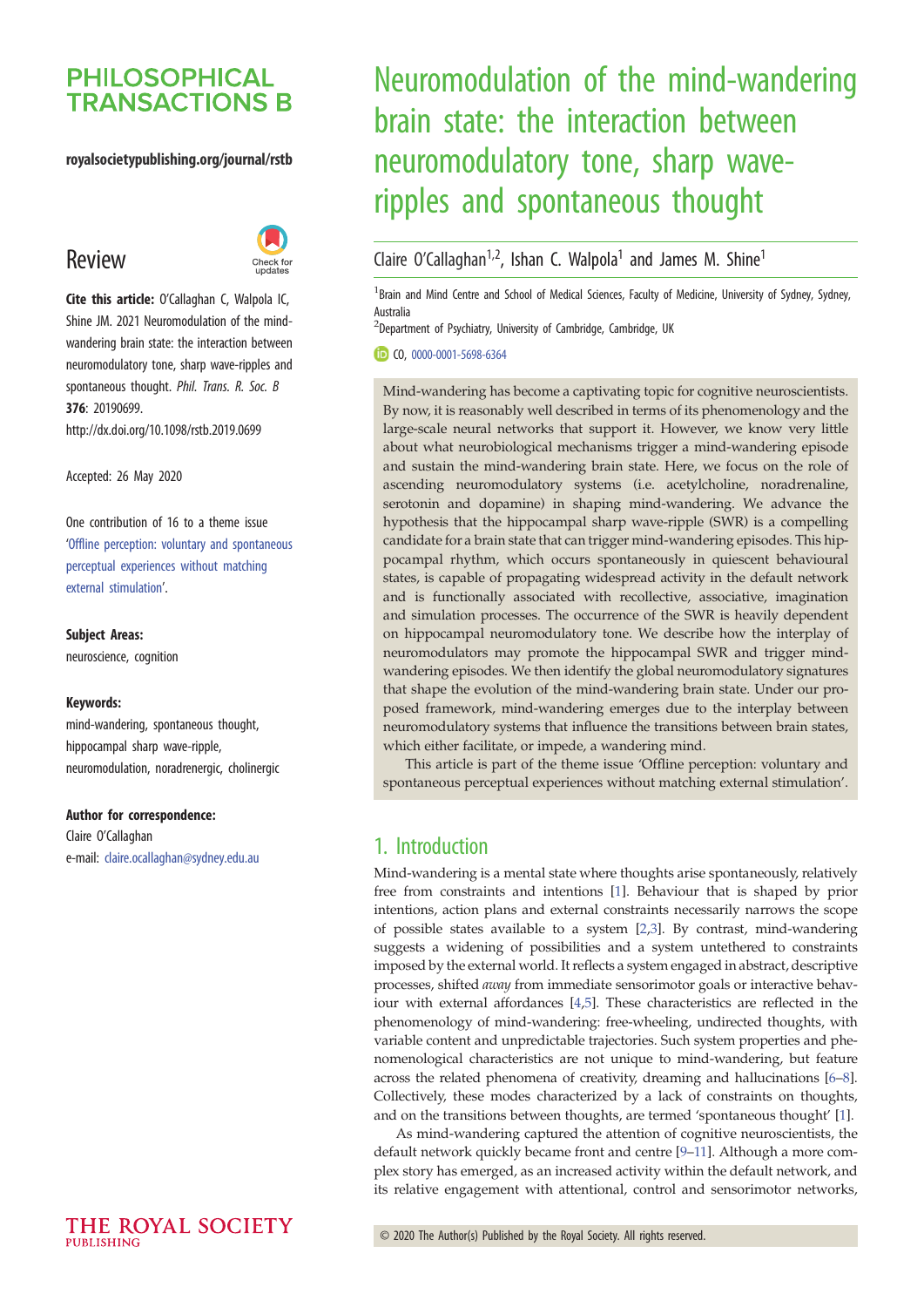# PHILOSOPHICAL TRANSACTIONS B

royalsocietypublishing.org/journal/rstb

## Review

**Cite this article:** O'Callaghan C, Walpola IC, Shine JM. 2021 Neuromodulation of the mind-wandering brain state: the interaction between neuromodulatory tone, sharp wave-ripples and spontaneous thought. *Phil. Trans. R. Soc. B* **376**: 20190699.
http://dx.doi.org/10.1098/rstb.2019.0699

Accepted: 26 May 2020

One contribution of 16 to a theme issue 'Offline perception: voluntary and spontaneous perceptual experiences without matching external stimulation'.

**Subject Areas:**

neuroscience, cognition

**Keywords:**

mind-wandering, spontaneous thought, hippocampal sharp wave-ripple, neuromodulation, noradrenergic, cholinergic

**Author for correspondence:**

Claire O'Callaghan

e-mail: claire.ocallaghan@sydney.edu.au

# Neuromodulation of the mind-wandering brain state: the interaction between neuromodulatory tone, sharp wave-ripples and spontaneous thought

Claire O'Callaghan[1,2], Ishan C. Walpola[1] and James M. Shine[1]

[1]Brain and Mind Centre and School of Medical Sciences, Faculty of Medicine, University of Sydney, Sydney, Australia

[2]Department of Psychiatry, University of Cambridge, Cambridge, UK

CO, 0000-0001-5698-6364

Mind-wandering has become a captivating topic for cognitive neuroscientists. By now, it is reasonably well described in terms of its phenomenology and the large-scale neural networks that support it. However, we know very little about what neurobiological mechanisms trigger a mind-wandering episode and sustain the mind-wandering brain state. Here, we focus on the role of ascending neuromodulatory systems (i.e. acetylcholine, noradrenaline, serotonin and dopamine) in shaping mind-wandering. We advance the hypothesis that the hippocampal sharp wave-ripple (SWR) is a compelling candidate for a brain state that can trigger mind-wandering episodes. This hippocampal rhythm, which occurs spontaneously in quiescent behavioural states, is capable of propagating widespread activity in the default network and is functionally associated with recollective, associative, imagination and simulation processes. The occurrence of the SWR is heavily dependent on hippocampal neuromodulatory tone. We describe how the interplay of neuromodulators may promote the hippocampal SWR and trigger mind-wandering episodes. We then identify the global neuromodulatory signatures that shape the evolution of the mind-wandering brain state. Under our proposed framework, mind-wandering emerges due to the interplay between neuromodulatory systems that influence the transitions between brain states, which either facilitate, or impede, a wandering mind.

This article is part of the theme issue 'Offline perception: voluntary and spontaneous perceptual experiences without matching external stimulation'.

## 1. Introduction

Mind-wandering is a mental state where thoughts arise spontaneously, relatively free from constraints and intentions [1]. Behaviour that is shaped by prior intentions, action plans and external constraints necessarily narrows the scope of possible states available to a system [2,3]. By contrast, mind-wandering suggests a widening of possibilities and a system untethered to constraints imposed by the external world. It reflects a system engaged in abstract, descriptive processes, shifted *away* from immediate sensorimotor goals or interactive behaviour with external affordances [4,5]. These characteristics are reflected in the phenomenology of mind-wandering: free-wheeling, undirected thoughts, with variable content and unpredictable trajectories. Such system properties and phenomenological characteristics are not unique to mind-wandering, but feature across the related phenomena of creativity, dreaming and hallucinations [6–8]. Collectively, these modes characterized by a lack of constraints on thoughts, and on the transitions between thoughts, are termed 'spontaneous thought' [1].

As mind-wandering captured the attention of cognitive neuroscientists, the default network quickly became front and centre [9–11]. Although a more complex story has emerged, as an increased activity within the default network, and its relative engagement with attentional, control and sensorimotor networks,

© 2020 The Author(s) Published by the Royal Society. All rights reserved.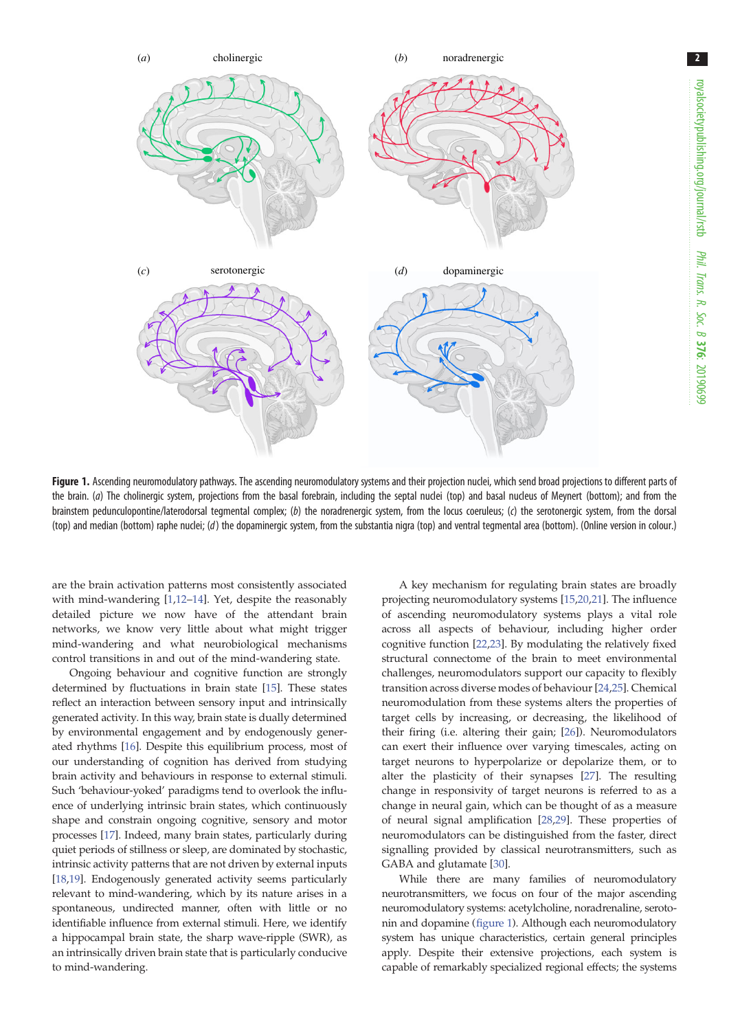**Figure 1.** Ascending neuromodulatory pathways. The ascending neuromodulatory systems and their projection nuclei, which send broad projections to different parts of the brain. (*a*) The cholinergic system, projections from the basal forebrain, including the septal nuclei (top) and basal nucleus of Meynert (bottom); and from the brainstem pedunculopontine/laterodorsal tegmental complex; (*b*) the noradrenergic system, from the locus coeruleus; (*c*) the serotonergic system, from the dorsal (top) and median (bottom) raphe nuclei; (*d*) the dopaminergic system, from the substantia nigra (top) and ventral tegmental area (bottom). (Online version in colour.)

are the brain activation patterns most consistently associated with mind-wandering [1,12–14]. Yet, despite the reasonably detailed picture we now have of the attendant brain networks, we know very little about what might trigger mind-wandering and what neurobiological mechanisms control transitions in and out of the mind-wandering state.

Ongoing behaviour and cognitive function are strongly determined by fluctuations in brain state [15]. These states reflect an interaction between sensory input and intrinsically generated activity. In this way, brain state is dually determined by environmental engagement and by endogenously generated rhythms [16]. Despite this equilibrium process, most of our understanding of cognition has derived from studying brain activity and behaviours in response to external stimuli. Such 'behaviour-yoked' paradigms tend to overlook the influence of underlying intrinsic brain states, which continuously shape and constrain ongoing cognitive, sensory and motor processes [17]. Indeed, many brain states, particularly during quiet periods of stillness or sleep, are dominated by stochastic, intrinsic activity patterns that are not driven by external inputs [18,19]. Endogenously generated activity seems particularly relevant to mind-wandering, which by its nature arises in a spontaneous, undirected manner, often with little or no identifiable influence from external stimuli. Here, we identify a hippocampal brain state, the sharp wave-ripple (SWR), as an intrinsically driven brain state that is particularly conducive to mind-wandering.

A key mechanism for regulating brain states are broadly projecting neuromodulatory systems [15,20,21]. The influence of ascending neuromodulatory systems plays a vital role across all aspects of behaviour, including higher order cognitive function [22,23]. By modulating the relatively fixed structural connectome of the brain to meet environmental challenges, neuromodulators support our capacity to flexibly transition across diverse modes of behaviour [24,25]. Chemical neuromodulation from these systems alters the properties of target cells by increasing, or decreasing, the likelihood of their firing (i.e. altering their gain; [26]). Neuromodulators can exert their influence over varying timescales, acting on target neurons to hyperpolarize or depolarize them, or to alter the plasticity of their synapses [27]. The resulting change in responsivity of target neurons is referred to as a change in neural gain, which can be thought of as a measure of neural signal amplification [28,29]. These properties of neuromodulators can be distinguished from the faster, direct signalling provided by classical neurotransmitters, such as GABA and glutamate [30].

While there are many families of neuromodulatory neurotransmitters, we focus on four of the major ascending neuromodulatory systems: acetylcholine, noradrenaline, serotonin and dopamine (figure 1). Although each neuromodulatory system has unique characteristics, certain general principles apply. Despite their extensive projections, each system is capable of remarkably specialized regional effects; the systems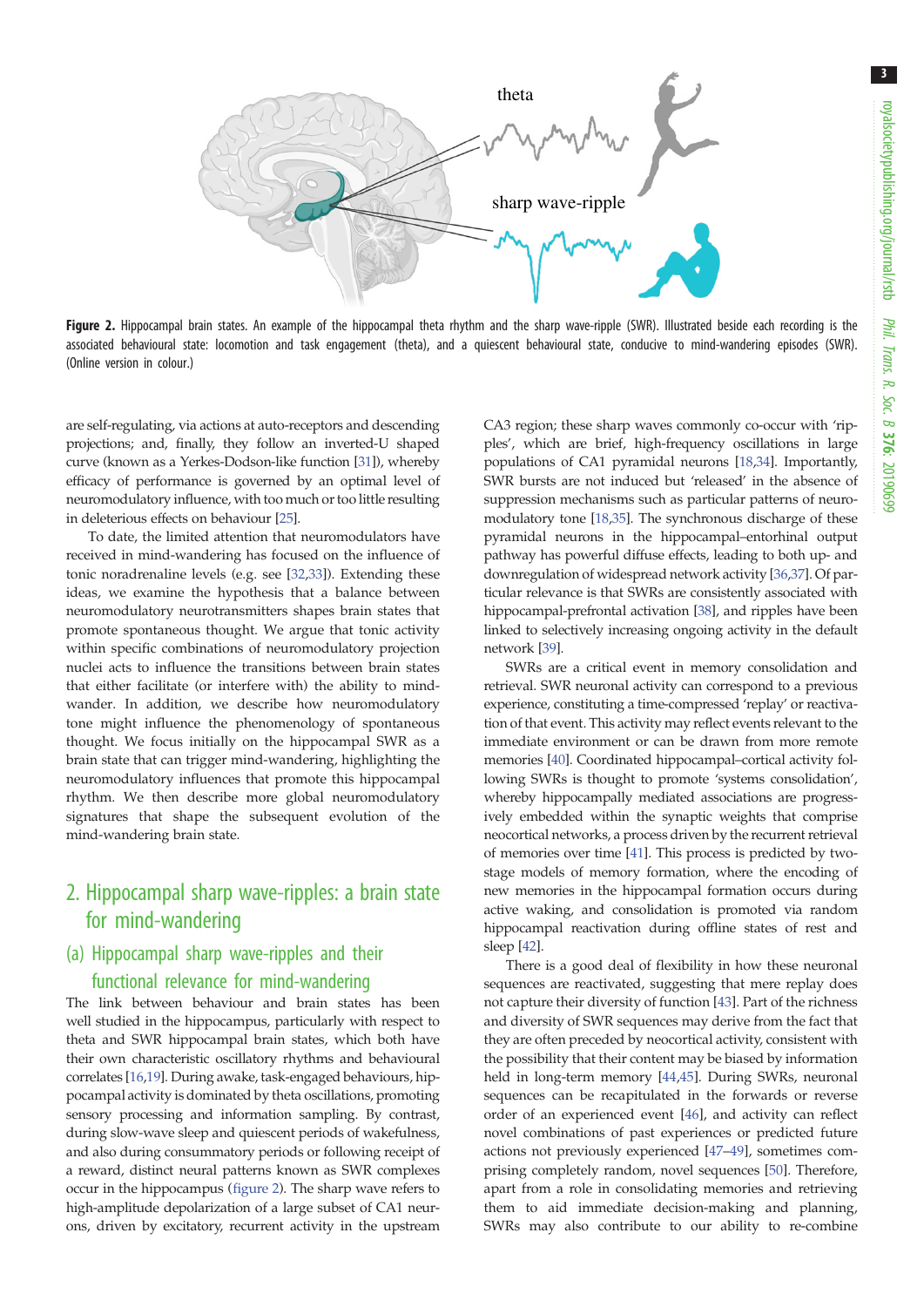**Figure 2.** Hippocampal brain states. An example of the hippocampal theta rhythm and the sharp wave-ripple (SWR). Illustrated beside each recording is the associated behavioural state: locomotion and task engagement (theta), and a quiescent behavioural state, conducive to mind-wandering episodes (SWR). (Online version in colour.)

are self-regulating, via actions at auto-receptors and descending projections; and, finally, they follow an inverted-U shaped curve (known as a Yerkes-Dodson-like function [31]), whereby efficacy of performance is governed by an optimal level of neuromodulatory influence, with too much or too little resulting in deleterious effects on behaviour [25].

To date, the limited attention that neuromodulators have received in mind-wandering has focused on the influence of tonic noradrenaline levels (e.g. see [32,33]). Extending these ideas, we examine the hypothesis that a balance between neuromodulatory neurotransmitters shapes brain states that promote spontaneous thought. We argue that tonic activity within specific combinations of neuromodulatory projection nuclei acts to influence the transitions between brain states that either facilitate (or interfere with) the ability to mind-wander. In addition, we describe how neuromodulatory tone might influence the phenomenology of spontaneous thought. We focus initially on the hippocampal SWR as a brain state that can trigger mind-wandering, highlighting the neuromodulatory influences that promote this hippocampal rhythm. We then describe more global neuromodulatory signatures that shape the subsequent evolution of the mind-wandering brain state.

## 2. Hippocampal sharp wave-ripples: a brain state for mind-wandering

### (a) Hippocampal sharp wave-ripples and their functional relevance for mind-wandering

The link between behaviour and brain states has been well studied in the hippocampus, particularly with respect to theta and SWR hippocampal brain states, which both have their own characteristic oscillatory rhythms and behavioural correlates [16,19]. During awake, task-engaged behaviours, hippocampal activity is dominated by theta oscillations, promoting sensory processing and information sampling. By contrast, during slow-wave sleep and quiescent periods of wakefulness, and also during consummatory periods or following receipt of a reward, distinct neural patterns known as SWR complexes occur in the hippocampus (figure 2). The sharp wave refers to high-amplitude depolarization of a large subset of CA1 neurons, driven by excitatory, recurrent activity in the upstream CA3 region; these sharp waves commonly co-occur with 'ripples', which are brief, high-frequency oscillations in large populations of CA1 pyramidal neurons [18,34]. Importantly, SWR bursts are not induced but 'released' in the absence of suppression mechanisms such as particular patterns of neuromodulatory tone [18,35]. The synchronous discharge of these pyramidal neurons in the hippocampal–entorhinal output pathway has powerful diffuse effects, leading to both up- and downregulation of widespread network activity [36,37]. Of particular relevance is that SWRs are consistently associated with hippocampal-prefrontal activation [38], and ripples have been linked to selectively increasing ongoing activity in the default network [39].

SWRs are a critical event in memory consolidation and retrieval. SWR neuronal activity can correspond to a previous experience, constituting a time-compressed 'replay' or reactivation of that event. This activity may reflect events relevant to the immediate environment or can be drawn from more remote memories [40]. Coordinated hippocampal–cortical activity following SWRs is thought to promote 'systems consolidation', whereby hippocampally mediated associations are progressively embedded within the synaptic weights that comprise neocortical networks, a process driven by the recurrent retrieval of memories over time [41]. This process is predicted by two-stage models of memory formation, where the encoding of new memories in the hippocampal formation occurs during active waking, and consolidation is promoted via random hippocampal reactivation during offline states of rest and sleep [42].

There is a good deal of flexibility in how these neuronal sequences are reactivated, suggesting that mere replay does not capture their diversity of function [43]. Part of the richness and diversity of SWR sequences may derive from the fact that they are often preceded by neocortical activity, consistent with the possibility that their content may be biased by information held in long-term memory [44,45]. During SWRs, neuronal sequences can be recapitulated in the forwards or reverse order of an experienced event [46], and activity can reflect novel combinations of past experiences or predicted future actions not previously experienced [47–49], sometimes comprising completely random, novel sequences [50]. Therefore, apart from a role in consolidating memories and retrieving them to aid immediate decision-making and planning, SWRs may also contribute to our ability to re-combine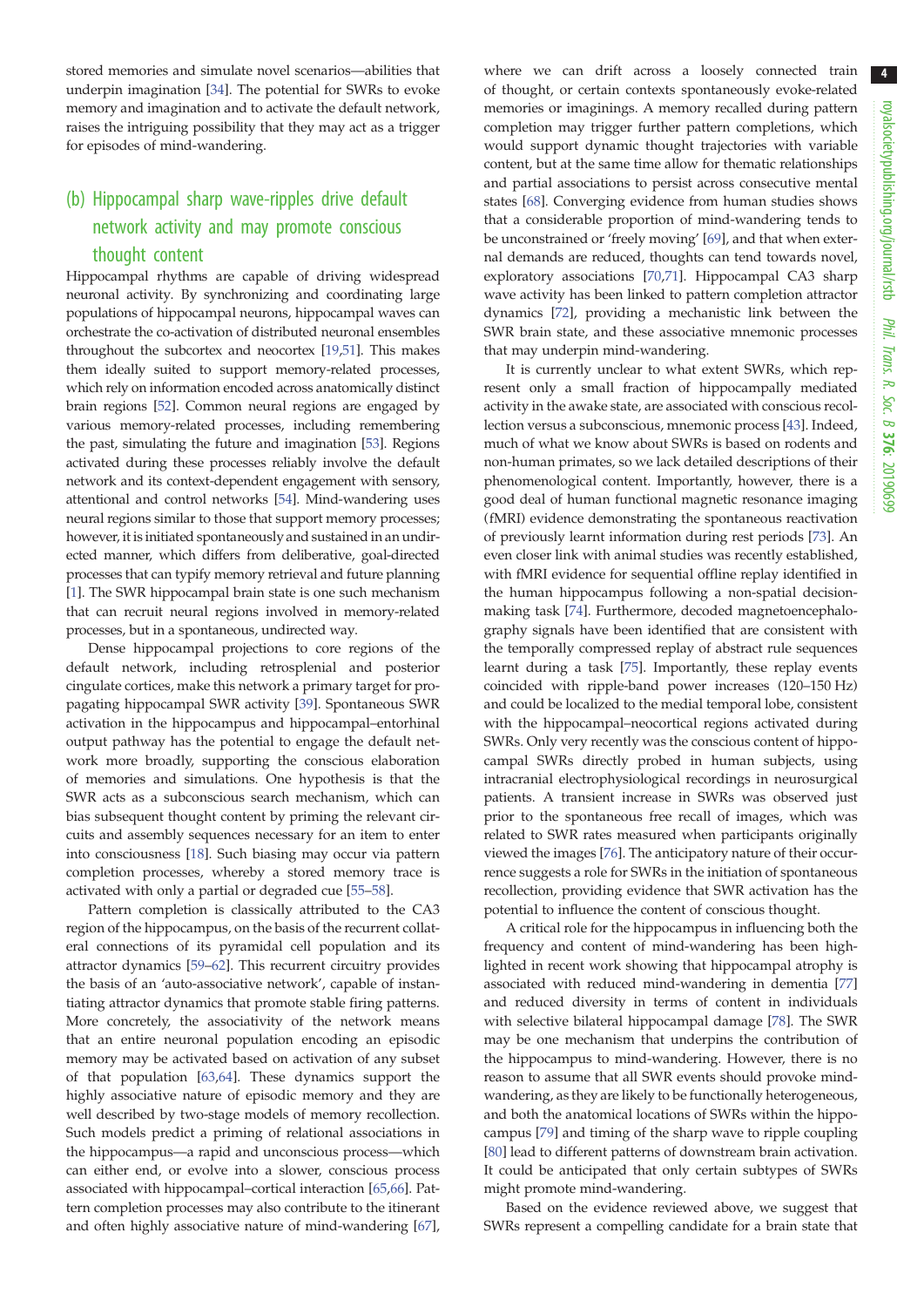stored memories and simulate novel scenarios—abilities that underpin imagination [34]. The potential for SWRs to evoke memory and imagination and to activate the default network, raises the intriguing possibility that they may act as a trigger for episodes of mind-wandering.

### (b) Hippocampal sharp wave-ripples drive default network activity and may promote conscious thought content

Hippocampal rhythms are capable of driving widespread neuronal activity. By synchronizing and coordinating large populations of hippocampal neurons, hippocampal waves can orchestrate the co-activation of distributed neuronal ensembles throughout the subcortex and neocortex [19,51]. This makes them ideally suited to support memory-related processes, which rely on information encoded across anatomically distinct brain regions [52]. Common neural regions are engaged by various memory-related processes, including remembering the past, simulating the future and imagination [53]. Regions activated during these processes reliably involve the default network and its context-dependent engagement with sensory, attentional and control networks [54]. Mind-wandering uses neural regions similar to those that support memory processes; however, it is initiated spontaneously and sustained in an undirected manner, which differs from deliberative, goal-directed processes that can typify memory retrieval and future planning [1]. The SWR hippocampal brain state is one such mechanism that can recruit neural regions involved in memory-related processes, but in a spontaneous, undirected way.

Dense hippocampal projections to core regions of the default network, including retrosplenial and posterior cingulate cortices, make this network a primary target for propagating hippocampal SWR activity [39]. Spontaneous SWR activation in the hippocampus and hippocampal–entorhinal output pathway has the potential to engage the default network more broadly, supporting the conscious elaboration of memories and simulations. One hypothesis is that the SWR acts as a subconscious search mechanism, which can bias subsequent thought content by priming the relevant circuits and assembly sequences necessary for an item to enter into consciousness [18]. Such biasing may occur via pattern completion processes, whereby a stored memory trace is activated with only a partial or degraded cue [55–58].

Pattern completion is classically attributed to the CA3 region of the hippocampus, on the basis of the recurrent collateral connections of its pyramidal cell population and its attractor dynamics [59–62]. This recurrent circuitry provides the basis of an 'auto-associative network', capable of instantiating attractor dynamics that promote stable firing patterns. More concretely, the associativity of the network means that an entire neuronal population encoding an episodic memory may be activated based on activation of any subset of that population [63,64]. These dynamics support the highly associative nature of episodic memory and they are well described by two-stage models of memory recollection. Such models predict a priming of relational associations in the hippocampus—a rapid and unconscious process—which can either end, or evolve into a slower, conscious process associated with hippocampal–cortical interaction [65,66]. Pattern completion processes may also contribute to the itinerant and often highly associative nature of mind-wandering [67], where we can drift across a loosely connected train of thought, or certain contexts spontaneously evoke-related memories or imaginings. A memory recalled during pattern completion may trigger further pattern completions, which would support dynamic thought trajectories with variable content, but at the same time allow for thematic relationships and partial associations to persist across consecutive mental states [68]. Converging evidence from human studies shows that a considerable proportion of mind-wandering tends to be unconstrained or 'freely moving' [69], and that when external demands are reduced, thoughts can tend towards novel, exploratory associations [70,71]. Hippocampal CA3 sharp wave activity has been linked to pattern completion attractor dynamics [72], providing a mechanistic link between the SWR brain state, and these associative mnemonic processes that may underpin mind-wandering.

It is currently unclear to what extent SWRs, which represent only a small fraction of hippocampally mediated activity in the awake state, are associated with conscious recollection versus a subconscious, mnemonic process [43]. Indeed, much of what we know about SWRs is based on rodents and non-human primates, so we lack detailed descriptions of their phenomenological content. Importantly, however, there is a good deal of human functional magnetic resonance imaging (fMRI) evidence demonstrating the spontaneous reactivation of previously learnt information during rest periods [73]. An even closer link with animal studies was recently established, with fMRI evidence for sequential offline replay identified in the human hippocampus following a non-spatial decision-making task [74]. Furthermore, decoded magnetoencephalography signals have been identified that are consistent with the temporally compressed replay of abstract rule sequences learnt during a task [75]. Importantly, these replay events coincided with ripple-band power increases (120–150 Hz) and could be localized to the medial temporal lobe, consistent with the hippocampal–neocortical regions activated during SWRs. Only very recently was the conscious content of hippocampal SWRs directly probed in human subjects, using intracranial electrophysiological recordings in neurosurgical patients. A transient increase in SWRs was observed just prior to the spontaneous free recall of images, which was related to SWR rates measured when participants originally viewed the images [76]. The anticipatory nature of their occurrence suggests a role for SWRs in the initiation of spontaneous recollection, providing evidence that SWR activation has the potential to influence the content of conscious thought.

A critical role for the hippocampus in influencing both the frequency and content of mind-wandering has been highlighted in recent work showing that hippocampal atrophy is associated with reduced mind-wandering in dementia [77] and reduced diversity in terms of content in individuals with selective bilateral hippocampal damage [78]. The SWR may be one mechanism that underpins the contribution of the hippocampus to mind-wandering. However, there is no reason to assume that all SWR events should provoke mind-wandering, as they are likely to be functionally heterogeneous, and both the anatomical locations of SWRs within the hippocampus [79] and timing of the sharp wave to ripple coupling [80] lead to different patterns of downstream brain activation. It could be anticipated that only certain subtypes of SWRs might promote mind-wandering.

Based on the evidence reviewed above, we suggest that SWRs represent a compelling candidate for a brain state that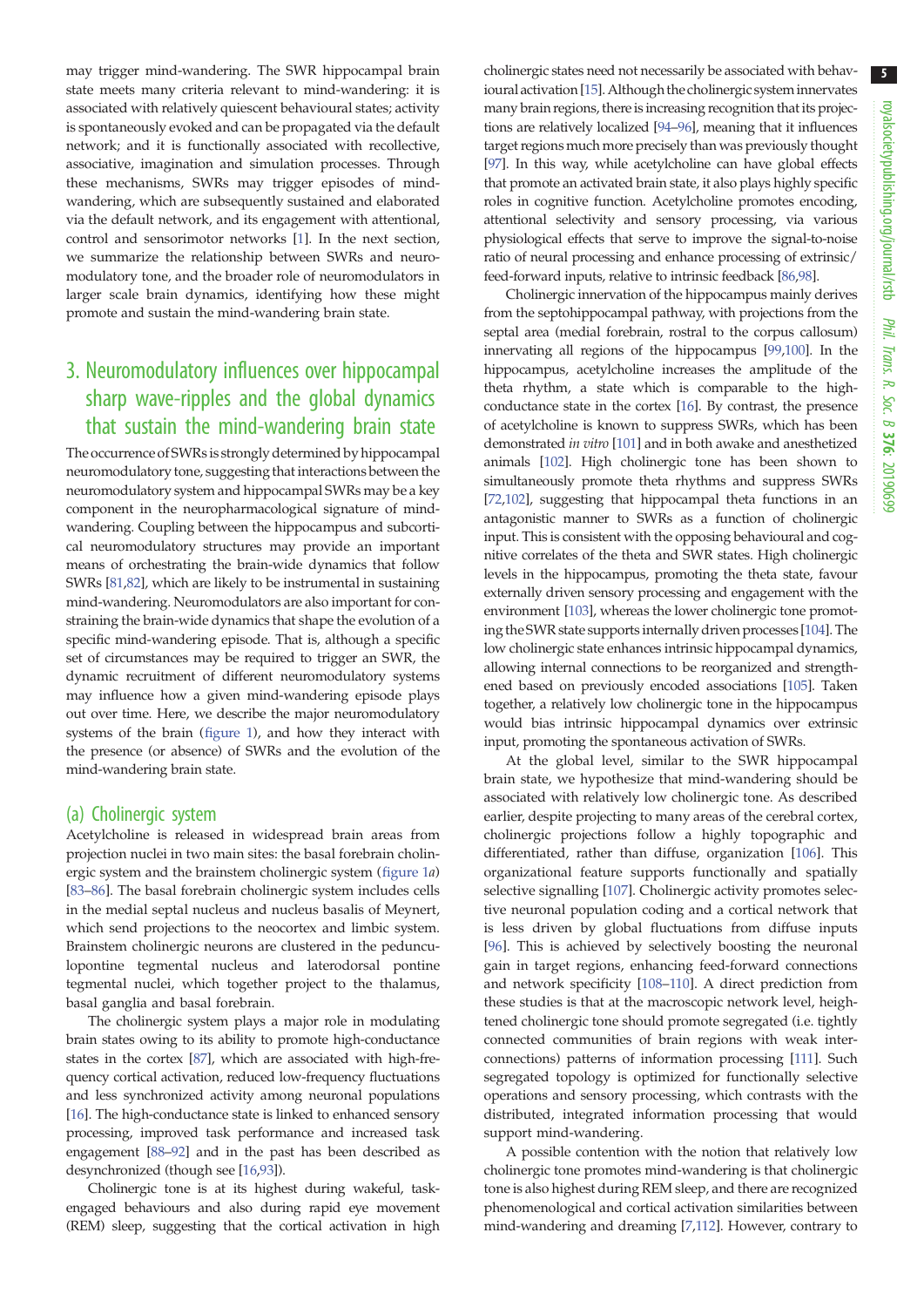may trigger mind-wandering. The SWR hippocampal brain state meets many criteria relevant to mind-wandering: it is associated with relatively quiescent behavioural states; activity is spontaneously evoked and can be propagated via the default network; and it is functionally associated with recollective, associative, imagination and simulation processes. Through these mechanisms, SWRs may trigger episodes of mind-wandering, which are subsequently sustained and elaborated via the default network, and its engagement with attentional, control and sensorimotor networks [1]. In the next section, we summarize the relationship between SWRs and neuromodulatory tone, and the broader role of neuromodulators in larger scale brain dynamics, identifying how these might promote and sustain the mind-wandering brain state.

## 3. Neuromodulatory influences over hippocampal sharp wave-ripples and the global dynamics that sustain the mind-wandering brain state

The occurrence of SWRs is strongly determined by hippocampal neuromodulatory tone, suggesting that interactions between the neuromodulatory system and hippocampal SWRs may be a key component in the neuropharmacological signature of mind-wandering. Coupling between the hippocampus and subcortical neuromodulatory structures may provide an important means of orchestrating the brain-wide dynamics that follow SWRs [81,82], which are likely to be instrumental in sustaining mind-wandering. Neuromodulators are also important for constraining the brain-wide dynamics that shape the evolution of a specific mind-wandering episode. That is, although a specific set of circumstances may be required to trigger an SWR, the dynamic recruitment of different neuromodulatory systems may influence how a given mind-wandering episode plays out over time. Here, we describe the major neuromodulatory systems of the brain (figure 1), and how they interact with the presence (or absence) of SWRs and the evolution of the mind-wandering brain state.

### (a) Cholinergic system

Acetylcholine is released in widespread brain areas from projection nuclei in two main sites: the basal forebrain cholinergic system and the brainstem cholinergic system (figure 1*a*) [83–86]. The basal forebrain cholinergic system includes cells in the medial septal nucleus and nucleus basalis of Meynert, which send projections to the neocortex and limbic system. Brainstem cholinergic neurons are clustered in the pedunculopontine tegmental nucleus and laterodorsal pontine tegmental nuclei, which together project to the thalamus, basal ganglia and basal forebrain.

The cholinergic system plays a major role in modulating brain states owing to its ability to promote high-conductance states in the cortex [87], which are associated with high-frequency cortical activation, reduced low-frequency fluctuations and less synchronized activity among neuronal populations [16]. The high-conductance state is linked to enhanced sensory processing, improved task performance and increased task engagement [88–92] and in the past has been described as desynchronized (though see [16,93]).

Cholinergic tone is at its highest during wakeful, task-engaged behaviours and also during rapid eye movement (REM) sleep, suggesting that the cortical activation in high cholinergic states need not necessarily be associated with behavioural activation [15]. Although the cholinergic system innervates many brain regions, there is increasing recognition that its projections are relatively localized [94–96], meaning that it influences target regions much more precisely than was previously thought [97]. In this way, while acetylcholine can have global effects that promote an activated brain state, it also plays highly specific roles in cognitive function. Acetylcholine promotes encoding, attentional selectivity and sensory processing, via various physiological effects that serve to improve the signal-to-noise ratio of neural processing and enhance processing of extrinsic/feed-forward inputs, relative to intrinsic feedback [86,98].

Cholinergic innervation of the hippocampus mainly derives from the septohippocampal pathway, with projections from the septal area (medial forebrain, rostral to the corpus callosum) innervating all regions of the hippocampus [99,100]. In the hippocampus, acetylcholine increases the amplitude of the theta rhythm, a state which is comparable to the high-conductance state in the cortex [16]. By contrast, the presence of acetylcholine is known to suppress SWRs, which has been demonstrated *in vitro* [101] and in both awake and anesthetized animals [102]. High cholinergic tone has been shown to simultaneously promote theta rhythms and suppress SWRs [72,102], suggesting that hippocampal theta functions in an antagonistic manner to SWRs as a function of cholinergic input. This is consistent with the opposing behavioural and cognitive correlates of the theta and SWR states. High cholinergic levels in the hippocampus, promoting the theta state, favour externally driven sensory processing and engagement with the environment [103], whereas the lower cholinergic tone promoting the SWR state supports internally driven processes [104]. The low cholinergic state enhances intrinsic hippocampal dynamics, allowing internal connections to be reorganized and strengthened based on previously encoded associations [105]. Taken together, a relatively low cholinergic tone in the hippocampus would bias intrinsic hippocampal dynamics over extrinsic input, promoting the spontaneous activation of SWRs.

At the global level, similar to the SWR hippocampal brain state, we hypothesize that mind-wandering should be associated with relatively low cholinergic tone. As described earlier, despite projecting to many areas of the cerebral cortex, cholinergic projections follow a highly topographic and differentiated, rather than diffuse, organization [106]. This organizational feature supports functionally and spatially selective signalling [107]. Cholinergic activity promotes selective neuronal population coding and a cortical network that is less driven by global fluctuations from diffuse inputs [96]. This is achieved by selectively boosting the neuronal gain in target regions, enhancing feed-forward connections and network specificity [108–110]. A direct prediction from these studies is that at the macroscopic network level, heightened cholinergic tone should promote segregated (i.e. tightly connected communities of brain regions with weak interconnections) patterns of information processing [111]. Such segregated topology is optimized for functionally selective operations and sensory processing, which contrasts with the distributed, integrated information processing that would support mind-wandering.

A possible contention with the notion that relatively low cholinergic tone promotes mind-wandering is that cholinergic tone is also highest during REM sleep, and there are recognized phenomenological and cortical activation similarities between mind-wandering and dreaming [7,112]. However, contrary to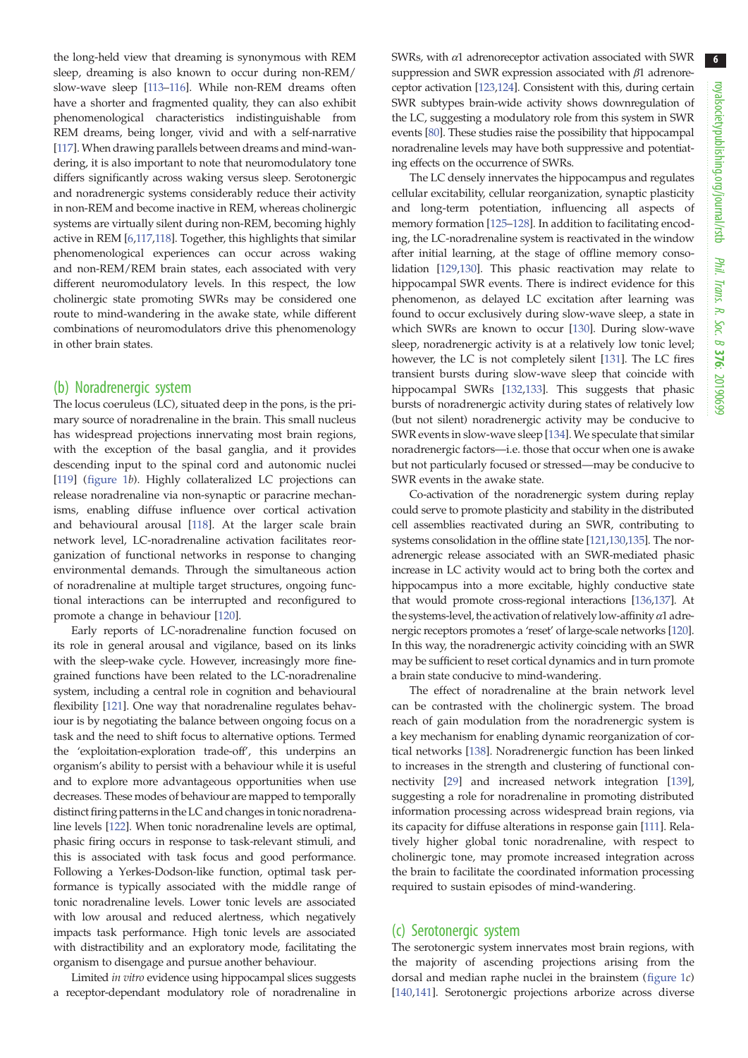the long-held view that dreaming is synonymous with REM sleep, dreaming is also known to occur during non-REM/slow-wave sleep [113–116]. While non-REM dreams often have a shorter and fragmented quality, they can also exhibit phenomenological characteristics indistinguishable from REM dreams, being longer, vivid and with a self-narrative [117]. When drawing parallels between dreams and mind-wandering, it is also important to note that neuromodulatory tone differs significantly across waking versus sleep. Serotonergic and noradrenergic systems considerably reduce their activity in non-REM and become inactive in REM, whereas cholinergic systems are virtually silent during non-REM, becoming highly active in REM [6,117,118]. Together, this highlights that similar phenomenological experiences can occur across waking and non-REM/REM brain states, each associated with very different neuromodulatory levels. In this respect, the low cholinergic state promoting SWRs may be considered one route to mind-wandering in the awake state, while different combinations of neuromodulators drive this phenomenology in other brain states.

## (b) Noradrenergic system

The locus coeruleus (LC), situated deep in the pons, is the primary source of noradrenaline in the brain. This small nucleus has widespread projections innervating most brain regions, with the exception of the basal ganglia, and it provides descending input to the spinal cord and autonomic nuclei [119] (figure 1*b*). Highly collateralized LC projections can release noradrenaline via non-synaptic or paracrine mechanisms, enabling diffuse influence over cortical activation and behavioural arousal [118]. At the larger scale brain network level, LC-noradrenaline activation facilitates reorganization of functional networks in response to changing environmental demands. Through the simultaneous action of noradrenaline at multiple target structures, ongoing functional interactions can be interrupted and reconfigured to promote a change in behaviour [120].

Early reports of LC-noradrenaline function focused on its role in general arousal and vigilance, based on its links with the sleep-wake cycle. However, increasingly more fine-grained functions have been related to the LC-noradrenaline system, including a central role in cognition and behavioural flexibility [121]. One way that noradrenaline regulates behaviour is by negotiating the balance between ongoing focus on a task and the need to shift focus to alternative options. Termed the 'exploitation-exploration trade-off', this underpins an organism's ability to persist with a behaviour while it is useful and to explore more advantageous opportunities when use decreases. These modes of behaviour are mapped to temporally distinct firing patterns in the LC and changes in tonic noradrenaline levels [122]. When tonic noradrenaline levels are optimal, phasic firing occurs in response to task-relevant stimuli, and this is associated with task focus and good performance. Following a Yerkes-Dodson-like function, optimal task performance is typically associated with the middle range of tonic noradrenaline levels. Lower tonic levels are associated with low arousal and reduced alertness, which negatively impacts task performance. High tonic levels are associated with distractibility and an exploratory mode, facilitating the organism to disengage and pursue another behaviour.

Limited *in vitro* evidence using hippocampal slices suggests a receptor-dependant modulatory role of noradrenaline in SWRs, with $\alpha1$ adrenoreceptor activation associated with SWR suppression and SWR expression associated with $\beta1$ adrenoreceptor activation [123,124]. Consistent with this, during certain SWR subtypes brain-wide activity shows downregulation of the LC, suggesting a modulatory role from this system in SWR events [80]. These studies raise the possibility that hippocampal noradrenaline levels may have both suppressive and potentiating effects on the occurrence of SWRs.

The LC densely innervates the hippocampus and regulates cellular excitability, cellular reorganization, synaptic plasticity and long-term potentiation, influencing all aspects of memory formation [125–128]. In addition to facilitating encoding, the LC-noradrenaline system is reactivated in the window after initial learning, at the stage of offline memory consolidation [129,130]. This phasic reactivation may relate to hippocampal SWR events. There is indirect evidence for this phenomenon, as delayed LC excitation after learning was found to occur exclusively during slow-wave sleep, a state in which SWRs are known to occur [130]. During slow-wave sleep, noradrenergic activity is at a relatively low tonic level; however, the LC is not completely silent [131]. The LC fires transient bursts during slow-wave sleep that coincide with hippocampal SWRs [132,133]. This suggests that phasic bursts of noradrenergic activity during states of relatively low (but not silent) noradrenergic activity may be conducive to SWR events in slow-wave sleep [134]. We speculate that similar noradrenergic factors—i.e. those that occur when one is awake but not particularly focused or stressed—may be conducive to SWR events in the awake state.

Co-activation of the noradrenergic system during replay could serve to promote plasticity and stability in the distributed cell assemblies reactivated during an SWR, contributing to systems consolidation in the offline state [121,130,135]. The noradrenergic release associated with an SWR-mediated phasic increase in LC activity would act to bring both the cortex and hippocampus into a more excitable, highly conductive state that would promote cross-regional interactions [136,137]. At the systems-level, the activation of relatively low-affinity $\alpha1$ adrenergic receptors promotes a 'reset' of large-scale networks [120]. In this way, the noradrenergic activity coinciding with an SWR may be sufficient to reset cortical dynamics and in turn promote a brain state conducive to mind-wandering.

The effect of noradrenaline at the brain network level can be contrasted with the cholinergic system. The broad reach of gain modulation from the noradrenergic system is a key mechanism for enabling dynamic reorganization of cortical networks [138]. Noradrenergic function has been linked to increases in the strength and clustering of functional connectivity [29] and increased network integration [139], suggesting a role for noradrenaline in promoting distributed information processing across widespread brain regions, via its capacity for diffuse alterations in response gain [111]. Relatively higher global tonic noradrenaline, with respect to cholinergic tone, may promote increased integration across the brain to facilitate the coordinated information processing required to sustain episodes of mind-wandering.

## (c) Serotonergic system

The serotonergic system innervates most brain regions, with the majority of ascending projections arising from the dorsal and median raphe nuclei in the brainstem (figure 1*c*) [140,141]. Serotonergic projections arborize across diverse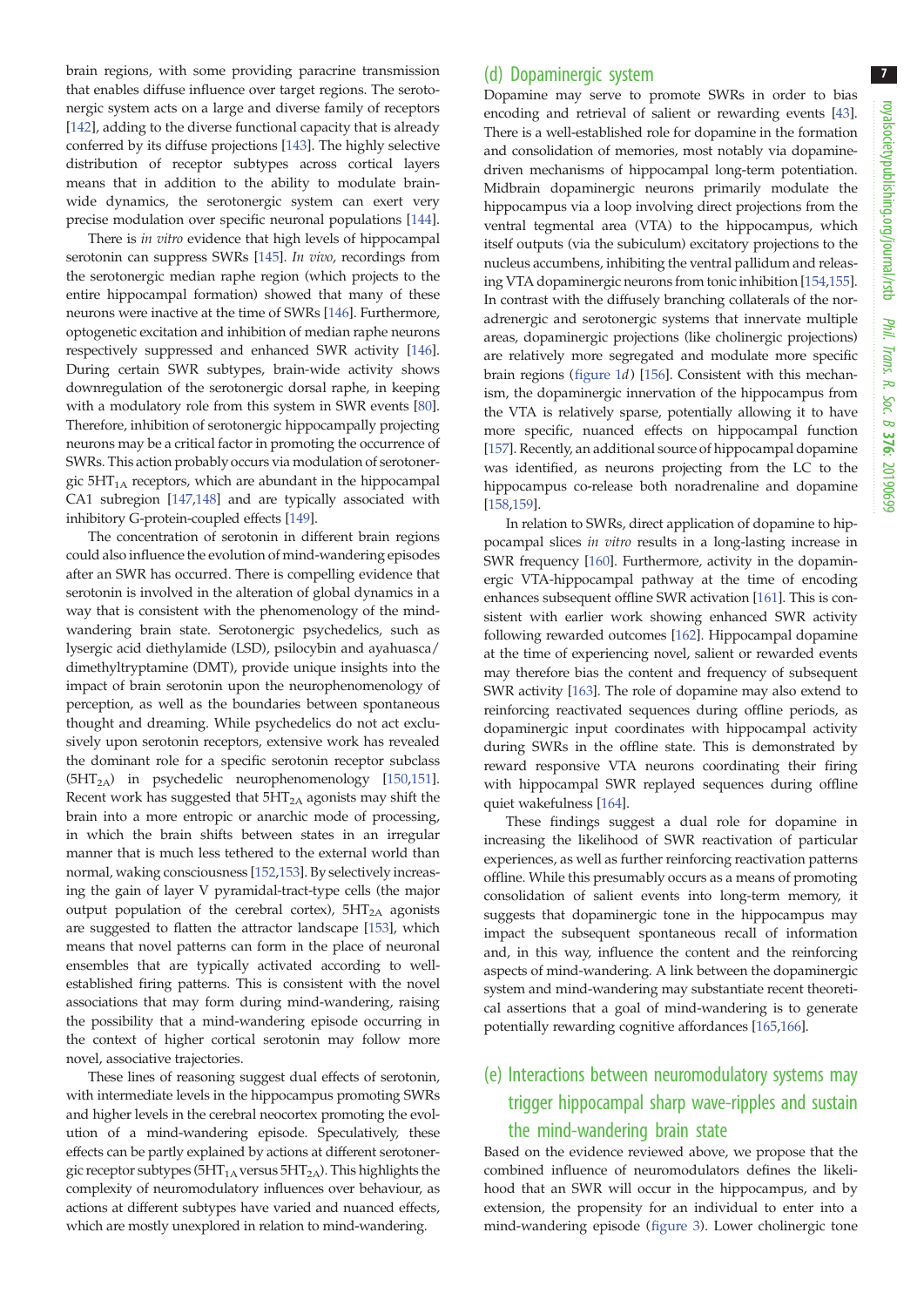brain regions, with some providing paracrine transmission that enables diffuse influence over target regions. The serotonergic system acts on a large and diverse family of receptors [142], adding to the diverse functional capacity that is already conferred by its diffuse projections [143]. The highly selective distribution of receptor subtypes across cortical layers means that in addition to the ability to modulate brain-wide dynamics, the serotonergic system can exert very precise modulation over specific neuronal populations [144].

There is *in vitro* evidence that high levels of hippocampal serotonin can suppress SWRs [145]. *In vivo*, recordings from the serotonergic median raphe region (which projects to the entire hippocampal formation) showed that many of these neurons were inactive at the time of SWRs [146]. Furthermore, optogenetic excitation and inhibition of median raphe neurons respectively suppressed and enhanced SWR activity [146]. During certain SWR subtypes, brain-wide activity shows downregulation of the serotonergic dorsal raphe, in keeping with a modulatory role from this system in SWR events [80]. Therefore, inhibition of serotonergic hippocampally projecting neurons may be a critical factor in promoting the occurrence of SWRs. This action probably occurs via modulation of serotonergic $5HT_{1A}$ receptors, which are abundant in the hippocampal CA1 subregion [147,148] and are typically associated with inhibitory G-protein-coupled effects [149].

The concentration of serotonin in different brain regions could also influence the evolution of mind-wandering episodes after an SWR has occurred. There is compelling evidence that serotonin is involved in the alteration of global dynamics in a way that is consistent with the phenomenology of the mind-wandering brain state. Serotonergic psychedelics, such as lysergic acid diethylamide (LSD), psilocybin and ayahuasca/dimethyltryptamine (DMT), provide unique insights into the impact of brain serotonin upon the neurophenomenology of perception, as well as the boundaries between spontaneous thought and dreaming. While psychedelics do not act exclusively upon serotonin receptors, extensive work has revealed the dominant role for a specific serotonin receptor subclass ($5HT_{2A}$) in psychedelic neurophenomenology [150,151]. Recent work has suggested that $5HT_{2A}$ agonists may shift the brain into a more entropic or anarchic mode of processing, in which the brain shifts between states in an irregular manner that is much less tethered to the external world than normal, waking consciousness [152,153]. By selectively increasing the gain of layer V pyramidal-tract-type cells (the major output population of the cerebral cortex), $5HT_{2A}$ agonists are suggested to flatten the attractor landscape [153], which means that novel patterns can form in the place of neuronal ensembles that are typically activated according to well-established firing patterns. This is consistent with the novel associations that may form during mind-wandering, raising the possibility that a mind-wandering episode occurring in the context of higher cortical serotonin may follow more novel, associative trajectories.

These lines of reasoning suggest dual effects of serotonin, with intermediate levels in the hippocampus promoting SWRs and higher levels in the cerebral neocortex promoting the evolution of a mind-wandering episode. Speculatively, these effects can be partly explained by actions at different serotonergic receptor subtypes ($5HT_{1A}$ versus $5HT_{2A}$). This highlights the complexity of neuromodulatory influences over behaviour, as actions at different subtypes have varied and nuanced effects, which are mostly unexplored in relation to mind-wandering.

## (d) Dopaminergic system

Dopamine may serve to promote SWRs in order to bias encoding and retrieval of salient or rewarding events [43]. There is a well-established role for dopamine in the formation and consolidation of memories, most notably via dopamine-driven mechanisms of hippocampal long-term potentiation. Midbrain dopaminergic neurons primarily modulate the hippocampus via a loop involving direct projections from the ventral tegmental area (VTA) to the hippocampus, which itself outputs (via the subiculum) excitatory projections to the nucleus accumbens, inhibiting the ventral pallidum and releasing VTA dopaminergic neurons from tonic inhibition [154,155]. In contrast with the diffusely branching collaterals of the noradrenergic and serotonergic systems that innervate multiple areas, dopaminergic projections (like cholinergic projections) are relatively more segregated and modulate more specific brain regions (figure 1*d*) [156]. Consistent with this mechanism, the dopaminergic innervation of the hippocampus from the VTA is relatively sparse, potentially allowing it to have more specific, nuanced effects on hippocampal function [157]. Recently, an additional source of hippocampal dopamine was identified, as neurons projecting from the LC to the hippocampus co-release both noradrenaline and dopamine [158,159].

In relation to SWRs, direct application of dopamine to hippocampal slices *in vitro* results in a long-lasting increase in SWR frequency [160]. Furthermore, activity in the dopaminergic VTA-hippocampal pathway at the time of encoding enhances subsequent offline SWR activation [161]. This is consistent with earlier work showing enhanced SWR activity following rewarded outcomes [162]. Hippocampal dopamine at the time of experiencing novel, salient or rewarded events may therefore bias the content and frequency of subsequent SWR activity [163]. The role of dopamine may also extend to reinforcing reactivated sequences during offline periods, as dopaminergic input coordinates with hippocampal activity during SWRs in the offline state. This is demonstrated by reward responsive VTA neurons coordinating their firing with hippocampal SWR replayed sequences during offline quiet wakefulness [164].

These findings suggest a dual role for dopamine in increasing the likelihood of SWR reactivation of particular experiences, as well as further reinforcing reactivation patterns offline. While this presumably occurs as a means of promoting consolidation of salient events into long-term memory, it suggests that dopaminergic tone in the hippocampus may impact the subsequent spontaneous recall of information and, in this way, influence the content and the reinforcing aspects of mind-wandering. A link between the dopaminergic system and mind-wandering may substantiate recent theoretical assertions that a goal of mind-wandering is to generate potentially rewarding cognitive affordances [165,166].

## (e) Interactions between neuromodulatory systems may trigger hippocampal sharp wave-ripples and sustain the mind-wandering brain state

Based on the evidence reviewed above, we propose that the combined influence of neuromodulators defines the likelihood that an SWR will occur in the hippocampus, and by extension, the propensity for an individual to enter into a mind-wandering episode (figure 3). Lower cholinergic tone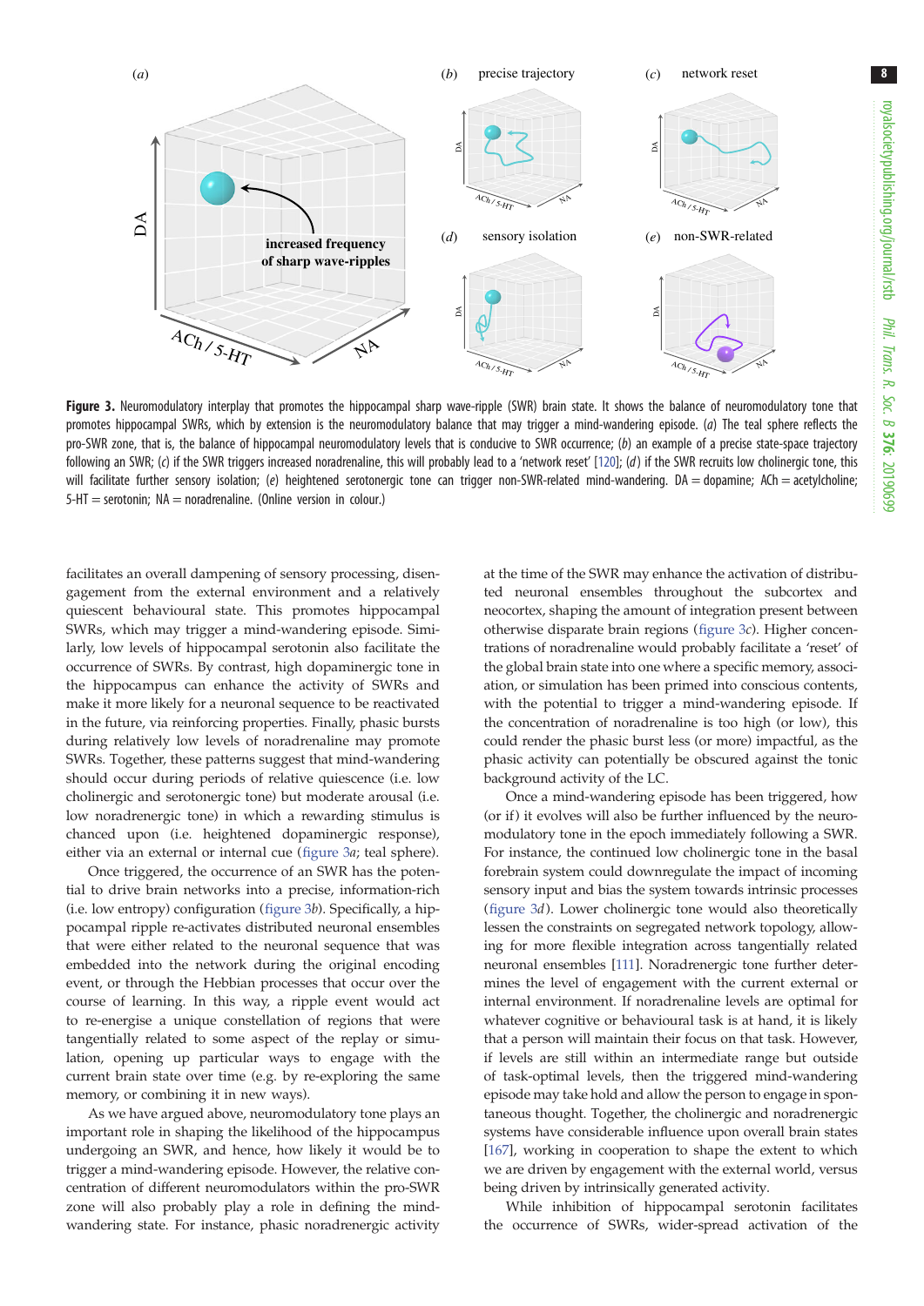(a)

DA

increased frequency of sharp wave-ripples

ACh / 5-HT

NA

(b) precise trajectory

DA

ACh / 5-HT

NA

(c) network reset

DA

ACh / 5-HT

NA

(d) sensory isolation

DA

ACh / 5-HT

NA

(e) non-SWR-related

DA

ACh / 5-HT

NA

**Figure 3.** Neuromodulatory interplay that promotes the hippocampal sharp wave-ripple (SWR) brain state. It shows the balance of neuromodulatory tone that promotes hippocampal SWRs, which by extension is the neuromodulatory balance that may trigger a mind-wandering episode. (*a*) The teal sphere reflects the pro-SWR zone, that is, the balance of hippocampal neuromodulatory levels that is conducive to SWR occurrence; (*b*) an example of a precise state-space trajectory following an SWR; (*c*) if the SWR triggers increased noradrenaline, this will probably lead to a 'network reset' [120]; (*d*) if the SWR recruits low cholinergic tone, this will facilitate further sensory isolation; (*e*) heightened serotonergic tone can trigger non-SWR-related mind-wandering. DA = dopamine; ACh = acetylcholine; 5-HT = serotonin; NA = noradrenaline. (Online version in colour.)

facilitates an overall dampening of sensory processing, disengagement from the external environment and a relatively quiescent behavioural state. This promotes hippocampal SWRs, which may trigger a mind-wandering episode. Similarly, low levels of hippocampal serotonin also facilitate the occurrence of SWRs. By contrast, high dopaminergic tone in the hippocampus can enhance the activity of SWRs and make it more likely for a neuronal sequence to be reactivated in the future, via reinforcing properties. Finally, phasic bursts during relatively low levels of noradrenaline may promote SWRs. Together, these patterns suggest that mind-wandering should occur during periods of relative quiescence (i.e. low cholinergic and serotonergic tone) but moderate arousal (i.e. low noradrenergic tone) in which a rewarding stimulus is chanced upon (i.e. heightened dopaminergic response), either via an external or internal cue (figure 3*a*; teal sphere).

Once triggered, the occurrence of an SWR has the potential to drive brain networks into a precise, information-rich (i.e. low entropy) configuration (figure 3*b*). Specifically, a hippocampal ripple re-activates distributed neuronal ensembles that were either related to the neuronal sequence that was embedded into the network during the original encoding event, or through the Hebbian processes that occur over the course of learning. In this way, a ripple event would act to re-energise a unique constellation of regions that were tangentially related to some aspect of the replay or simulation, opening up particular ways to engage with the current brain state over time (e.g. by re-exploring the same memory, or combining it in new ways).

As we have argued above, neuromodulatory tone plays an important role in shaping the likelihood of the hippocampus undergoing an SWR, and hence, how likely it would be to trigger a mind-wandering episode. However, the relative concentration of different neuromodulators within the pro-SWR zone will also probably play a role in defining the mind-wandering state. For instance, phasic noradrenergic activity at the time of the SWR may enhance the activation of distributed neuronal ensembles throughout the subcortex and neocortex, shaping the amount of integration present between otherwise disparate brain regions (figure 3*c*). Higher concentrations of noradrenaline would probably facilitate a 'reset' of the global brain state into one where a specific memory, association, or simulation has been primed into conscious contents, with the potential to trigger a mind-wandering episode. If the concentration of noradrenaline is too high (or low), this could render the phasic burst less (or more) impactful, as the phasic activity can potentially be obscured against the tonic background activity of the LC.

Once a mind-wandering episode has been triggered, how (or if) it evolves will also be further influenced by the neuromodulatory tone in the epoch immediately following a SWR. For instance, the continued low cholinergic tone in the basal forebrain system could downregulate the impact of incoming sensory input and bias the system towards intrinsic processes (figure 3*d*). Lower cholinergic tone would also theoretically lessen the constraints on segregated network topology, allowing for more flexible integration across tangentially related neuronal ensembles [111]. Noradrenergic tone further determines the level of engagement with the current external or internal environment. If noradrenaline levels are optimal for whatever cognitive or behavioural task is at hand, it is likely that a person will maintain their focus on that task. However, if levels are still within an intermediate range but outside of task-optimal levels, then the triggered mind-wandering episode may take hold and allow the person to engage in spontaneous thought. Together, the cholinergic and noradrenergic systems have considerable influence upon overall brain states [167], working in cooperation to shape the extent to which we are driven by engagement with the external world, versus being driven by intrinsically generated activity.

While inhibition of hippocampal serotonin facilitates the occurrence of SWRs, wider-spread activation of the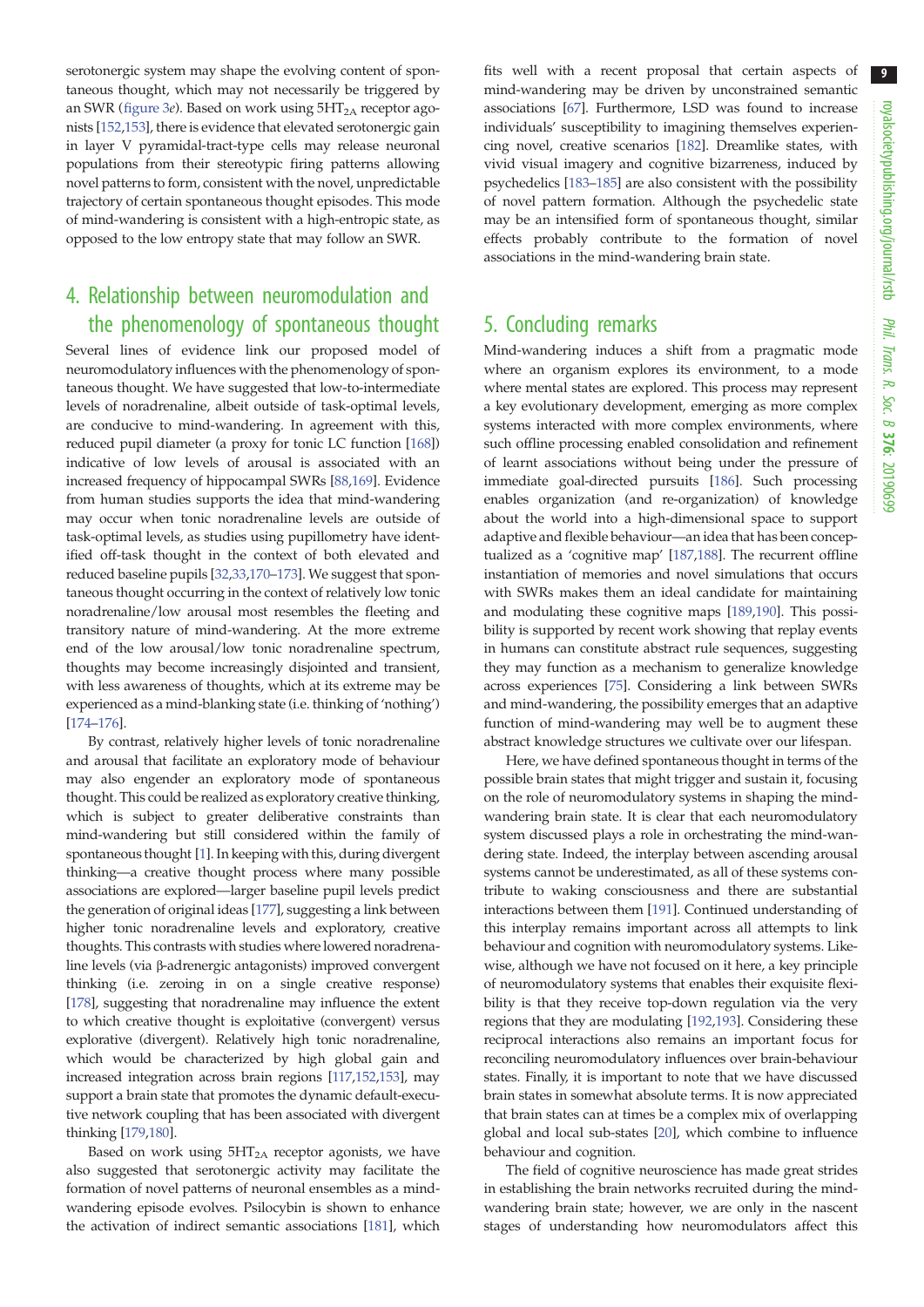serotonergic system may shape the evolving content of spontaneous thought, which may not necessarily be triggered by an SWR (figure 3*e*). Based on work using $5HT_{2A}$ receptor agonists [152,153], there is evidence that elevated serotonergic gain in layer V pyramidal-tract-type cells may release neuronal populations from their stereotypic firing patterns allowing novel patterns to form, consistent with the novel, unpredictable trajectory of certain spontaneous thought episodes. This mode of mind-wandering is consistent with a high-entropic state, as opposed to the low entropy state that may follow an SWR.

## 4. Relationship between neuromodulation and the phenomenology of spontaneous thought

Several lines of evidence link our proposed model of neuromodulatory influences with the phenomenology of spontaneous thought. We have suggested that low-to-intermediate levels of noradrenaline, albeit outside of task-optimal levels, are conducive to mind-wandering. In agreement with this, reduced pupil diameter (a proxy for tonic LC function [168]) indicative of low levels of arousal is associated with an increased frequency of hippocampal SWRs [88,169]. Evidence from human studies supports the idea that mind-wandering may occur when tonic noradrenaline levels are outside of task-optimal levels, as studies using pupillometry have identified off-task thought in the context of both elevated and reduced baseline pupils [32,33,170–173]. We suggest that spontaneous thought occurring in the context of relatively low tonic noradrenaline/low arousal most resembles the fleeting and transitory nature of mind-wandering. At the more extreme end of the low arousal/low tonic noradrenaline spectrum, thoughts may become increasingly disjointed and transient, with less awareness of thoughts, which at its extreme may be experienced as a mind-blanking state (i.e. thinking of 'nothing') [174–176].

By contrast, relatively higher levels of tonic noradrenaline and arousal that facilitate an exploratory mode of behaviour may also engender an exploratory mode of spontaneous thought. This could be realized as exploratory creative thinking, which is subject to greater deliberative constraints than mind-wandering but still considered within the family of spontaneous thought [1]. In keeping with this, during divergent thinking—a creative thought process where many possible associations are explored—larger baseline pupil levels predict the generation of original ideas [177], suggesting a link between higher tonic noradrenaline levels and exploratory, creative thoughts. This contrasts with studies where lowered noradrenaline levels (via β-adrenergic antagonists) improved convergent thinking (i.e. zeroing in on a single creative response) [178], suggesting that noradrenaline may influence the extent to which creative thought is exploitative (convergent) versus explorative (divergent). Relatively high tonic noradrenaline, which would be characterized by high global gain and increased integration across brain regions [117,152,153], may support a brain state that promotes the dynamic default-executive network coupling that has been associated with divergent thinking [179,180].

Based on work using $5HT_{2A}$ receptor agonists, we have also suggested that serotonergic activity may facilitate the formation of novel patterns of neuronal ensembles as a mind-wandering episode evolves. Psilocybin is shown to enhance the activation of indirect semantic associations [181], which fits well with a recent proposal that certain aspects of mind-wandering may be driven by unconstrained semantic associations [67]. Furthermore, LSD was found to increase individuals' susceptibility to imagining themselves experiencing novel, creative scenarios [182]. Dreamlike states, with vivid visual imagery and cognitive bizarreness, induced by psychedelics [183–185] are also consistent with the possibility of novel pattern formation. Although the psychedelic state may be an intensified form of spontaneous thought, similar effects probably contribute to the formation of novel associations in the mind-wandering brain state.

## 5. Concluding remarks

Mind-wandering induces a shift from a pragmatic mode where an organism explores its environment, to a mode where mental states are explored. This process may represent a key evolutionary development, emerging as more complex systems interacted with more complex environments, where such offline processing enabled consolidation and refinement of learnt associations without being under the pressure of immediate goal-directed pursuits [186]. Such processing enables organization (and re-organization) of knowledge about the world into a high-dimensional space to support adaptive and flexible behaviour—an idea that has been conceptualized as a 'cognitive map' [187,188]. The recurrent offline instantiation of memories and novel simulations that occurs with SWRs makes them an ideal candidate for maintaining and modulating these cognitive maps [189,190]. This possibility is supported by recent work showing that replay events in humans can constitute abstract rule sequences, suggesting they may function as a mechanism to generalize knowledge across experiences [75]. Considering a link between SWRs and mind-wandering, the possibility emerges that an adaptive function of mind-wandering may well be to augment these abstract knowledge structures we cultivate over our lifespan.

Here, we have defined spontaneous thought in terms of the possible brain states that might trigger and sustain it, focusing on the role of neuromodulatory systems in shaping the mind-wandering brain state. It is clear that each neuromodulatory system discussed plays a role in orchestrating the mind-wandering state. Indeed, the interplay between ascending arousal systems cannot be underestimated, as all of these systems contribute to waking consciousness and there are substantial interactions between them [191]. Continued understanding of this interplay remains important across all attempts to link behaviour and cognition with neuromodulatory systems. Likewise, although we have not focused on it here, a key principle of neuromodulatory systems that enables their exquisite flexibility is that they receive top-down regulation via the very regions that they are modulating [192,193]. Considering these reciprocal interactions also remains an important focus for reconciling neuromodulatory influences over brain-behaviour states. Finally, it is important to note that we have discussed brain states in somewhat absolute terms. It is now appreciated that brain states can at times be a complex mix of overlapping global and local sub-states [20], which combine to influence behaviour and cognition.

The field of cognitive neuroscience has made great strides in establishing the brain networks recruited during the mind-wandering brain state; however, we are only in the nascent stages of understanding how neuromodulators affect this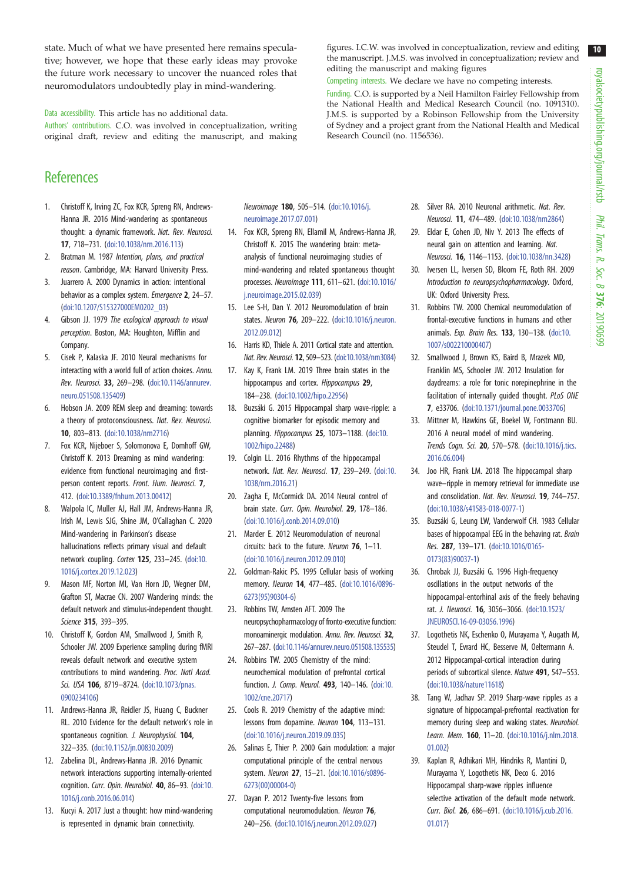state. Much of what we have presented here remains speculative; however, we hope that these early ideas may provoke the future work necessary to uncover the nuanced roles that neuromodulators undoubtedly play in mind-wandering.

Data accessibility. This article has no additional data.

Authors' contributions. C.O. was involved in conceptualization, writing original draft, review and editing the manuscript, and making figures. I.C.W. was involved in conceptualization, review and editing the manuscript. J.M.S. was involved in conceptualization; review and editing the manuscript and making figures

Competing interests. We declare we have no competing interests.

Funding. C.O. is supported by a Neil Hamilton Fairley Fellowship from the National Health and Medical Research Council (no. 1091310). J.M.S. is supported by a Robinson Fellowship from the University of Sydney and a project grant from the National Health and Medical Research Council (no. 1156536).

## References

1. Christoff K, Irving ZC, Fox KCR, Spreng RN, Andrews-Hanna JR. 2016 Mind-wandering as spontaneous thought: a dynamic framework. *Nat. Rev. Neurosci.* **17**, 718–731. (doi:10.1038/nrn.2016.113)
2. Bratman M. 1987 *Intention, plans, and practical reason*. Cambridge, MA: Harvard University Press.
3. Juarrero A. 2000 Dynamics in action: intentional behavior as a complex system. *Emergence* **2**, 24–57. (doi:10.1207/S15327000EM0202_03)
4. Gibson JJ. 1979 *The ecological approach to visual perception*. Boston, MA: Houghton, Mifflin and Company.
5. Cisek P, Kalaska JF. 2010 Neural mechanisms for interacting with a world full of action choices. *Annu. Rev. Neurosci.* **33**, 269–298. (doi:10.1146/annurev.neuro.051508.135409)
6. Hobson JA. 2009 REM sleep and dreaming: towards a theory of protoconsciousness. *Nat. Rev. Neurosci.* **10**, 803–813. (doi:10.1038/nrn2716)
7. Fox KCR, Nijeboer S, Solomonova E, Domhoff GW, Christoff K. 2013 Dreaming as mind wandering: evidence from functional neuroimaging and first-person content reports. *Front. Hum. Neurosci.* **7**, 412. (doi:10.3389/fnhum.2013.00412)
8. Walpola IC, Muller AJ, Hall JM, Andrews-Hanna JR, Irish M, Lewis SJG, Shine JM, O'Callaghan C. 2020 Mind-wandering in Parkinson's disease hallucinations reflects primary visual and default network coupling. *Cortex* **125**, 233–245. (doi:10.1016/j.cortex.2019.12.023)
9. Mason MF, Norton MI, Van Horn JD, Wegner DM, Grafton ST, Macrae CN. 2007 Wandering minds: the default network and stimulus-independent thought. *Science* **315**, 393–395.
10. Christoff K, Gordon AM, Smallwood J, Smith R, Schooler JW. 2009 Experience sampling during fMRI reveals default network and executive system contributions to mind wandering. *Proc. Natl Acad. Sci. USA* **106**, 8719–8724. (doi:10.1073/pnas.0900234106)
11. Andrews-Hanna JR, Reidler JS, Huang C, Buckner RL. 2010 Evidence for the default network's role in spontaneous cognition. *J. Neurophysiol.* **104**, 322–335. (doi:10.1152/jn.00830.2009)
12. Zabelina DL, Andrews-Hanna JR. 2016 Dynamic network interactions supporting internally-oriented cognition. *Curr. Opin. Neurobiol.* **40**, 86–93. (doi:10.1016/j.conb.2016.06.014)
13. Kucyi A. 2017 Just a thought: how mind-wandering is represented in dynamic brain connectivity. *Neuroimage* **180**, 505–514. (doi:10.1016/j.neuroimage.2017.07.001)
14. Fox KCR, Spreng RN, Ellamil M, Andrews-Hanna JR, Christoff K. 2015 The wandering brain: meta-analysis of functional neuroimaging studies of mind-wandering and related spontaneous thought processes. *Neuroimage* **111**, 611–621. (doi:10.1016/j.neuroimage.2015.02.039)
15. Lee S-H, Dan Y. 2012 Neuromodulation of brain states. *Neuron* **76**, 209–222. (doi:10.1016/j.neuron.2012.09.012)
16. Harris KD, Thiele A. 2011 Cortical state and attention. *Nat. Rev. Neurosci.* **12**, 509–523. (doi:10.1038/nrn3084)
17. Kay K, Frank LM. 2019 Three brain states in the hippocampus and cortex. *Hippocampus* **29**, 184–238. (doi:10.1002/hipo.22956)
18. Buzsáki G. 2015 Hippocampal sharp wave-ripple: a cognitive biomarker for episodic memory and planning. *Hippocampus* **25**, 1073–1188. (doi:10.1002/hipo.22488)
19. Colgin LL. 2016 Rhythms of the hippocampal network. *Nat. Rev. Neurosci.* **17**, 239–249. (doi:10.1038/nrn.2016.21)
20. Zagha E, McCormick DA. 2014 Neural control of brain state. *Curr. Opin. Neurobiol.* **29**, 178–186. (doi:10.1016/j.conb.2014.09.010)
21. Marder E. 2012 Neuromodulation of neuronal circuits: back to the future. *Neuron* **76**, 1–11. (doi:10.1016/j.neuron.2012.09.010)
22. Goldman-Rakic PS. 1995 Cellular basis of working memory. *Neuron* **14**, 477–485. (doi:10.1016/0896-6273(95)90304-6)
23. Robbins TW, Arnsten AFT. 2009 The neuropsychopharmacology of fronto-executive function: monoaminergic modulation. *Annu. Rev. Neurosci.* **32**, 267–287. (doi:10.1146/annurev.neuro.051508.135535)
24. Robbins TW. 2005 Chemistry of the mind: neurochemical modulation of prefrontal cortical function. *J. Comp. Neurol.* **493**, 140–146. (doi:10.1002/cne.20717)
25. Cools R. 2019 Chemistry of the adaptive mind: lessons from dopamine. *Neuron* **104**, 113–131. (doi:10.1016/j.neuron.2019.09.035)
26. Salinas E, Thier P. 2000 Gain modulation: a major computational principle of the central nervous system. *Neuron* **27**, 15–21. (doi:10.1016/s0896-6273(00)00004-0)
27. Dayan P. 2012 Twenty-five lessons from computational neuromodulation. *Neuron* **76**, 240–256. (doi:10.1016/j.neuron.2012.09.027)
28. Silver RA. 2010 Neuronal arithmetic. *Nat. Rev. Neurosci.* **11**, 474–489. (doi:10.1038/nrn2864)
29. Eldar E, Cohen JD, Niv Y. 2013 The effects of neural gain on attention and learning. *Nat. Neurosci.* **16**, 1146–1153. (doi:10.1038/nn.3428)
30. Iversen LL, Iversen SD, Bloom FE, Roth RH. 2009 *Introduction to neuropsychopharmacology*. Oxford, UK: Oxford University Press.
31. Robbins TW. 2000 Chemical neuromodulation of frontal-executive functions in humans and other animals. *Exp. Brain Res.* **133**, 130–138. (doi:10.1007/s002210000407)
32. Smallwood J, Brown KS, Baird B, Mrazek MD, Franklin MS, Schooler JW. 2012 Insulation for daydreams: a role for tonic norepinephrine in the facilitation of internally guided thought. *PLoS ONE* **7**, e33706. (doi:10.1371/journal.pone.0033706)
33. Mittner M, Hawkins GE, Boekel W, Forstmann BU. 2016 A neural model of mind wandering. *Trends Cogn. Sci.* **20**, 570–578. (doi:10.1016/j.tics.2016.06.004)
34. Joo HR, Frank LM. 2018 The hippocampal sharp wave–ripple in memory retrieval for immediate use and consolidation. *Nat. Rev. Neurosci.* **19**, 744–757. (doi:10.1038/s41583-018-0077-1)
35. Buzsáki G, Leung LW, Vanderwolf CH. 1983 Cellular bases of hippocampal EEG in the behaving rat. *Brain Res.* **287**, 139–171. (doi:10.1016/0165-0173(83)90037-1)
36. Chrobak JJ, Buzsáki G. 1996 High-frequency oscillations in the output networks of the hippocampal-entorhinal axis of the freely behaving rat. *J. Neurosci.* **16**, 3056–3066. (doi:10.1523/JNEUROSCI.16-09-03056.1996)
37. Logothetis NK, Eschenko O, Murayama Y, Augath M, Steudel T, Evrard HC, Besserve M, Oeltermann A. 2012 Hippocampal-cortical interaction during periods of subcortical silence. *Nature* **491**, 547–553. (doi:10.1038/nature11618)
38. Tang W, Jadhav SP. 2019 Sharp-wave ripples as a signature of hippocampal-prefrontal reactivation for memory during sleep and waking states. *Neurobiol. Learn. Mem.* **160**, 11–20. (doi:10.1016/j.nlm.2018.01.002)
39. Kaplan R, Adhikari MH, Hindriks R, Mantini D, Murayama Y, Logothetis NK, Deco G. 2016 Hippocampal sharp-wave ripples influence selective activation of the default mode network. *Curr. Biol.* **26**, 686–691. (doi:10.1016/j.cub.2016.01.017)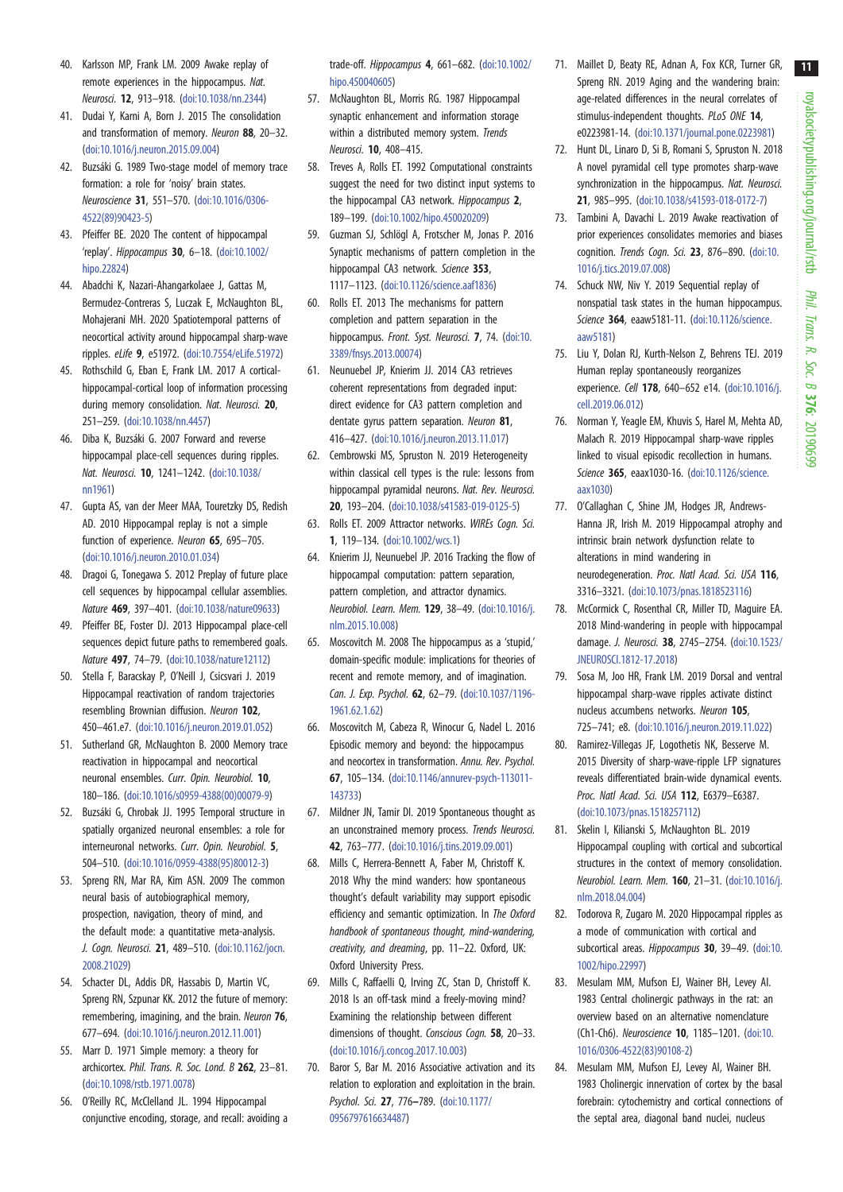40. Karlsson MP, Frank LM. 2009 Awake replay of remote experiences in the hippocampus. *Nat. Neurosci.* **12**, 913–918. (doi:10.1038/nn.2344)
41. Dudai Y, Karni A, Born J. 2015 The consolidation and transformation of memory. *Neuron* **88**, 20–32. (doi:10.1016/j.neuron.2015.09.004)
42. Buzsáki G. 1989 Two-stage model of memory trace formation: a role for 'noisy' brain states. *Neuroscience* **31**, 551–570. (doi:10.1016/0306-4522(89)90423-5)
43. Pfeiffer BE. 2020 The content of hippocampal 'replay'. *Hippocampus* **30**, 6–18. (doi:10.1002/hipo.22824)
44. Abadchi K, Nazari-Ahangarkolaee J, Gattas M, Bermudez-Contreras S, Luczak E, McNaughton BL, Mohajerani MH. 2020 Spatiotemporal patterns of neocortical activity around hippocampal sharp-wave ripples. *eLife* **9**, e51972. (doi:10.7554/eLife.51972)
45. Rothschild G, Eban E, Frank LM. 2017 A cortical-hippocampal-cortical loop of information processing during memory consolidation. *Nat. Neurosci.* **20**, 251–259. (doi:10.1038/nn.4457)
46. Diba K, Buzsáki G. 2007 Forward and reverse hippocampal place-cell sequences during ripples. *Nat. Neurosci.* **10**, 1241–1242. (doi:10.1038/nn1961)
47. Gupta AS, van der Meer MAA, Touretzky DS, Redish AD. 2010 Hippocampal replay is not a simple function of experience. *Neuron* **65**, 695–705. (doi:10.1016/j.neuron.2010.01.034)
48. Dragoi G, Tonegawa S. 2012 Preplay of future place cell sequences by hippocampal cellular assemblies. *Nature* **469**, 397–401. (doi:10.1038/nature09633)
49. Pfeiffer BE, Foster DJ. 2013 Hippocampal place-cell sequences depict future paths to remembered goals. *Nature* **497**, 74–79. (doi:10.1038/nature12112)
50. Stella F, Baracskay P, O'Neill J, Csicsvari J. 2019 Hippocampal reactivation of random trajectories resembling Brownian diffusion. *Neuron* **102**, 450–461.e7. (doi:10.1016/j.neuron.2019.01.052)
51. Sutherland GR, McNaughton B. 2000 Memory trace reactivation in hippocampal and neocortical neuronal ensembles. *Curr. Opin. Neurobiol.* **10**, 180–186. (doi:10.1016/s0959-4388(00)00079-9)
52. Buzsáki G, Chrobak JJ. 1995 Temporal structure in spatially organized neuronal ensembles: a role for interneuronal networks. *Curr. Opin. Neurobiol.* **5**, 504–510. (doi:10.1016/0959-4388(95)80012-3)
53. Spreng RN, Mar RA, Kim ASN. 2009 The common neural basis of autobiographical memory, prospection, navigation, theory of mind, and the default mode: a quantitative meta-analysis. *J. Cogn. Neurosci.* **21**, 489–510. (doi:10.1162/jocn.2008.21029)
54. Schacter DL, Addis DR, Hassabis D, Martin VC, Spreng RN, Szpunar KK. 2012 The future of memory: remembering, imagining, and the brain. *Neuron* **76**, 677–694. (doi:10.1016/j.neuron.2012.11.001)
55. Marr D. 1971 Simple memory: a theory for archicortex. *Phil. Trans. R. Soc. Lond. B* **262**, 23–81. (doi:10.1098/rstb.1971.0078)
56. O'Reilly RC, McClelland JL. 1994 Hippocampal conjunctive encoding, storage, and recall: avoiding a trade-off. *Hippocampus* **4**, 661–682. (doi:10.1002/hipo.450040605)
57. McNaughton BL, Morris RG. 1987 Hippocampal synaptic enhancement and information storage within a distributed memory system. *Trends Neurosci.* **10**, 408–415.
58. Treves A, Rolls ET. 1992 Computational constraints suggest the need for two distinct input systems to the hippocampal CA3 network. *Hippocampus* **2**, 189–199. (doi:10.1002/hipo.450020209)
59. Guzman SJ, Schlögl A, Frotscher M, Jonas P. 2016 Synaptic mechanisms of pattern completion in the hippocampal CA3 network. *Science* **353**, 1117–1123. (doi:10.1126/science.aaf1836)
60. Rolls ET. 2013 The mechanisms for pattern completion and pattern separation in the hippocampus. *Front. Syst. Neurosci.* **7**, 74. (doi:10.3389/fnsys.2013.00074)
61. Neunuebel JP, Knierim JJ. 2014 CA3 retrieves coherent representations from degraded input: direct evidence for CA3 pattern completion and dentate gyrus pattern separation. *Neuron* **81**, 416–427. (doi:10.1016/j.neuron.2013.11.017)
62. Cembrowski MS, Spruston N. 2019 Heterogeneity within classical cell types is the rule: lessons from hippocampal pyramidal neurons. *Nat. Rev. Neurosci.* **20**, 193–204. (doi:10.1038/s41583-019-0125-5)
63. Rolls ET. 2009 Attractor networks. *WIREs Cogn. Sci.* **1**, 119–134. (doi:10.1002/wcs.1)
64. Knierim JJ, Neunuebel JP. 2016 Tracking the flow of hippocampal computation: pattern separation, pattern completion, and attractor dynamics. *Neurobiol. Learn. Mem.* **129**, 38–49. (doi:10.1016/j.nlm.2015.10.008)
65. Moscovitch M. 2008 The hippocampus as a 'stupid,' domain-specific module: implications for theories of recent and remote memory, and of imagination. *Can. J. Exp. Psychol.* **62**, 62–79. (doi:10.1037/1196-1961.62.1.62)
66. Moscovitch M, Cabeza R, Winocur G, Nadel L. 2016 Episodic memory and beyond: the hippocampus and neocortex in transformation. *Annu. Rev. Psychol.* **67**, 105–134. (doi:10.1146/annurev-psych-113011-143733)
67. Mildner JN, Tamir DI. 2019 Spontaneous thought as an unconstrained memory process. *Trends Neurosci.* **42**, 763–777. (doi:10.1016/j.tins.2019.09.001)
68. Mills C, Herrera-Bennett A, Faber M, Christoff K. 2018 Why the mind wanders: how spontaneous thought's default variability may support episodic efficiency and semantic optimization. In *The Oxford handbook of spontaneous thought, mind-wandering, creativity, and dreaming*, pp. 11–22. Oxford, UK: Oxford University Press.
69. Mills C, Raffaelli Q, Irving ZC, Stan D, Christoff K. 2018 Is an off-task mind a freely-moving mind? Examining the relationship between different dimensions of thought. *Conscious Cogn.* **58**, 20–33. (doi:10.1016/j.concog.2017.10.003)
70. Baror S, Bar M. 2016 Associative activation and its relation to exploration and exploitation in the brain. *Psychol. Sci.* **27**, 776–789. (doi:10.1177/0956797616634487)
71. Maillet D, Beaty RE, Adnan A, Fox KCR, Turner GR, Spreng RN. 2019 Aging and the wandering brain: age-related differences in the neural correlates of stimulus-independent thoughts. *PLoS ONE* **14**, e0223981-14. (doi:10.1371/journal.pone.0223981)
72. Hunt DL, Linaro D, Si B, Romani S, Spruston N. 2018 A novel pyramidal cell type promotes sharp-wave synchronization in the hippocampus. *Nat. Neurosci.* **21**, 985–995. (doi:10.1038/s41593-018-0172-7)
73. Tambini A, Davachi L. 2019 Awake reactivation of prior experiences consolidates memories and biases cognition. *Trends Cogn. Sci.* **23**, 876–890. (doi:10.1016/j.tics.2019.07.008)
74. Schuck NW, Niv Y. 2019 Sequential replay of nonspatial task states in the human hippocampus. *Science* **364**, eaaw5181-11. (doi:10.1126/science.aaw5181)
75. Liu Y, Dolan RJ, Kurth-Nelson Z, Behrens TEJ. 2019 Human replay spontaneously reorganizes experience. *Cell* **178**, 640–652 e14. (doi:10.1016/j.cell.2019.06.012)
76. Norman Y, Yeagle EM, Khuvis S, Harel M, Mehta AD, Malach R. 2019 Hippocampal sharp-wave ripples linked to visual episodic recollection in humans. *Science* **365**, eaax1030-16. (doi:10.1126/science.aax1030)
77. O'Callaghan C, Shine JM, Hodges JR, Andrews-Hanna JR, Irish M. 2019 Hippocampal atrophy and intrinsic brain network dysfunction relate to alterations in mind wandering in neurodegeneration. *Proc. Natl Acad. Sci. USA* **116**, 3316–3321. (doi:10.1073/pnas.1818523116)
78. McCormick C, Rosenthal CR, Miller TD, Maguire EA. 2018 Mind-wandering in people with hippocampal damage. *J. Neurosci.* **38**, 2745–2754. (doi:10.1523/JNEUROSCI.1812-17.2018)
79. Sosa M, Joo HR, Frank LM. 2019 Dorsal and ventral hippocampal sharp-wave ripples activate distinct nucleus accumbens networks. *Neuron* **105**, 725–741; e8. (doi:10.1016/j.neuron.2019.11.022)
80. Ramirez-Villegas JF, Logothetis NK, Besserve M. 2015 Diversity of sharp-wave-ripple LFP signatures reveals differentiated brain-wide dynamical events. *Proc. Natl Acad. Sci. USA* **112**, E6379–E6387. (doi:10.1073/pnas.1518257112)
81. Skelin I, Kilianski S, McNaughton BL. 2019 Hippocampal coupling with cortical and subcortical structures in the context of memory consolidation. *Neurobiol. Learn. Mem.* **160**, 21–31. (doi:10.1016/j.nlm.2018.04.004)
82. Todorova R, Zugaro M. 2020 Hippocampal ripples as a mode of communication with cortical and subcortical areas. *Hippocampus* **30**, 39–49. (doi:10.1002/hipo.22997)
83. Mesulam MM, Mufson EJ, Wainer BH, Levey AI. 1983 Central cholinergic pathways in the rat: an overview based on an alternative nomenclature (Ch1-Ch6). *Neuroscience* **10**, 1185–1201. (doi:10.1016/0306-4522(83)90108-2)
84. Mesulam MM, Mufson EJ, Levey AI, Wainer BH. 1983 Cholinergic innervation of cortex by the basal forebrain: cytochemistry and cortical connections of the septal area, diagonal band nuclei, nucleus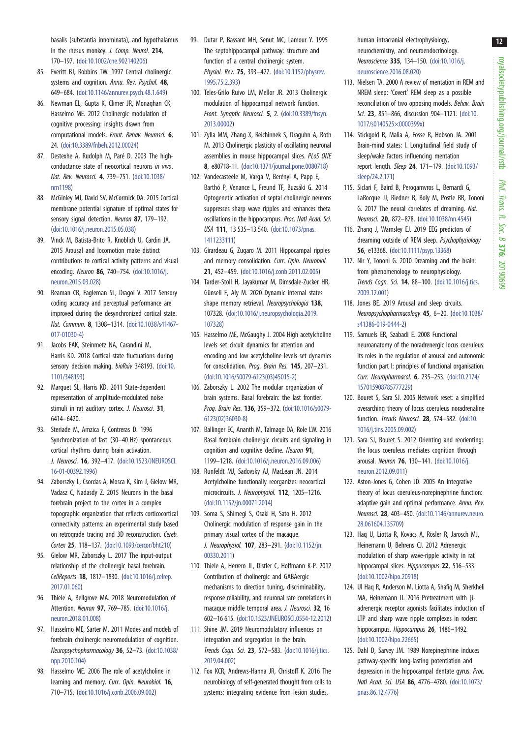basalis (substantia innominata), and hypothalamus in the rhesus monkey. *J. Comp. Neurol.* **214**, 170–197. (doi:10.1002/cne.902140206)

85. Everitt BJ, Robbins TW. 1997 Central cholinergic systems and cognition. *Annu. Rev. Psychol.* **48**, 649–684. (doi:10.1146/annurev.psych.48.1.649)
86. Newman EL, Gupta K, Climer JR, Monaghan CK, Hasselmo ME. 2012 Cholinergic modulation of cognitive processing: insights drawn from computational models. *Front. Behav. Neurosci.* **6**, 24. (doi:10.3389/fnbeh.2012.00024)
87. Destexhe A, Rudolph M, Paré D. 2003 The high-conductance state of neocortical neurons *in vivo*. *Nat. Rev. Neurosci.* **4**, 739–751. (doi:10.1038/nrn1198)
88. McGinley MJ, David SV, McCormick DA. 2015 Cortical membrane potential signature of optimal states for sensory signal detection. *Neuron* **87**, 179–192. (doi:10.1016/j.neuron.2015.05.038)
89. Vinck M, Batista-Brito R, Knoblich U, Cardin JA. 2015 Arousal and locomotion make distinct contributions to cortical activity patterns and visual encoding. *Neuron* **86**, 740–754. (doi:10.1016/j.neuron.2015.03.028)
90. Beaman CB, Eagleman SL, Dragoi V. 2017 Sensory coding accuracy and perceptual performance are improved during the desynchronized cortical state. *Nat. Commun.* **8**, 1308–1314. (doi:10.1038/s41467-017-01030-4)
91. Jacobs EAK, Steinmetz NA, Carandini M, Harris KD. 2018 Cortical state fluctuations during sensory decision making. *bioRxiv* 348193. (doi:10.1101/348193)
92. Marguet SL, Harris KD. 2011 State-dependent representation of amplitude-modulated noise stimuli in rat auditory cortex. *J. Neurosci.* **31**, 6414–6420.
93. Steriade M, Amzica F, Contreras D. 1996 Synchronization of fast (30–40 Hz) spontaneous cortical rhythms during brain activation. *J. Neurosci.* **16**, 392–417. (doi:10.1523/JNEUROSCI.16-01-00392.1996)
94. Zaborszky L, Csordas A, Mosca K, Kim J, Gielow MR, Vadasz C, Nadasdy Z. 2015 Neurons in the basal forebrain project to the cortex in a complex topographic organization that reflects corticocortical connectivity patterns: an experimental study based on retrograde tracing and 3D reconstruction. *Cereb. Cortex* **25**, 118–137. (doi:10.1093/cercor/bht210)
95. Gielow MR, Zaborszky L. 2017 The input-output relationship of the cholinergic basal forebrain. *CellReports* **18**, 1817–1830. (doi:10.1016/j.celrep.2017.01.060)
96. Thiele A, Bellgrove MA. 2018 Neuromodulation of Attention. *Neuron* **97**, 769–785. (doi:10.1016/j.neuron.2018.01.008)
97. Hasselmo ME, Sarter M. 2011 Modes and models of forebrain cholinergic neuromodulation of cognition. *Neuropsychopharmacology* **36**, 52–73. (doi:10.1038/npp.2010.104)
98. Hasselmo ME. 2006 The role of acetylcholine in learning and memory. *Curr. Opin. Neurobiol.* **16**, 710–715. (doi:10.1016/j.conb.2006.09.002)
99. Dutar P, Bassant MH, Senut MC, Lamour Y. 1995 The septohippocampal pathway: structure and function of a central cholinergic system. *Physiol. Rev.* **75**, 393–427. (doi:10.1152/physrev.1995.75.2.393)
100. Teles-Grilo Ruivo LM, Mellor JR. 2013 Cholinergic modulation of hippocampal network function. *Front. Synaptic Neurosci.* **5**, 2. (doi:10.3389/fnsyn.2013.00002)
101. Zylla MM, Zhang X, Reichinnek S, Draguhn A, Both M. 2013 Cholinergic plasticity of oscillating neuronal assemblies in mouse hippocampal slices. *PLoS ONE* **8**, e80718-11. (doi:10.1371/journal.pone.0080718)
102. Vandecasteele M, Varga V, Berényi A, Papp E, Barthó P, Venance L, Freund TF, Buzsáki G. 2014 Optogenetic activation of septal cholinergic neurons suppresses sharp wave ripples and enhances theta oscillations in the hippocampus. *Proc. Natl Acad. Sci. USA* **111**, 13 535–13 540. (doi:10.1073/pnas.1411233111)
103. Girardeau G, Zugaro M. 2011 Hippocampal ripples and memory consolidation. *Curr. Opin. Neurobiol.* **21**, 452–459. (doi:10.1016/j.conb.2011.02.005)
104. Tarder-Stoll H, Jayakumar M, Dimsdale-Zucker HR, Günseli E, Aly M. 2020 Dynamic internal states shape memory retrieval. *Neuropsychologia* **138**, 107328. (doi:10.1016/j.neuropsychologia.2019.107328)
105. Hasselmo ME, McGaughy J. 2004 High acetylcholine levels set circuit dynamics for attention and encoding and low acetylcholine levels set dynamics for consolidation. *Prog. Brain Res.* **145**, 207–231. (doi:10.1016/S0079-6123(03)45015-2)
106. Zaborszky L. 2002 The modular organization of brain systems. Basal forebrain: the last frontier. *Prog. Brain Res.* **136**, 359–372. (doi:10.1016/s0079-6123(02)36030-8)
107. Ballinger EC, Ananth M, Talmage DA, Role LW. 2016 Basal forebrain cholinergic circuits and signaling in cognition and cognitive decline. *Neuron* **91**, 1199–1218. (doi:10.1016/j.neuron.2016.09.006)
108. Runfeldt MJ, Sadovsky AJ, MacLean JN. 2014 Acetylcholine functionally reorganizes neocortical microcircuits. *J. Neurophysiol.* **112**, 1205–1216. (doi:10.1152/jn.00071.2014)
109. Soma S, Shimegi S, Osaki H, Sato H. 2012 Cholinergic modulation of response gain in the primary visual cortex of the macaque. *J. Neurophysiol.* **107**, 283–291. (doi:10.1152/jn.00330.2011)
110. Thiele A, Herrero JL, Distler C, Hoffmann K-P. 2012 Contribution of cholinergic and GABAergic mechanisms to direction tuning, discriminability, response reliability, and neuronal rate correlations in macaque middle temporal area. *J. Neurosci.* **32**, 16 602–16 615. (doi:10.1523/JNEUROSCI.0554-12.2012)
111. Shine JM. 2019 Neuromodulatory influences on integration and segregation in the brain. *Trends Cogn. Sci.* **23**, 572–583. (doi:10.1016/j.tics.2019.04.002)
112. Fox KCR, Andrews-Hanna JR, Christoff K. 2016 The neurobiology of self-generated thought from cells to systems: integrating evidence from lesion studies, human intracranial electrophysiology, neurochemistry, and neuroendocrinology. *Neuroscience* **335**, 134–150. (doi:10.1016/j.neuroscience.2016.08.020)
113. Nielsen TA. 2000 A review of mentation in REM and NREM sleep: 'Covert' REM sleep as a possible reconciliation of two opposing models. *Behav. Brain Sci.* **23**, 851–866, discussion 904–1121. (doi:10.1017/s0140525×0000399x)
114. Stickgold R, Malia A, Fosse R, Hobson JA. 2001 Brain-mind states: I. Longitudinal field study of sleep/wake factors influencing mentation report length. *Sleep* **24**, 171–179. (doi:10.1093/sleep/24.2.171)
115. Siclari F, Baird B, Perogamvros L, Bernardi G, LaRocque JJ, Riedner B, Boly M, Postle BR, Tononi G. 2017 The neural correlates of dreaming. *Nat. Neurosci.* **20**, 872–878. (doi:10.1038/nn.4545)
116. Zhang J, Wamsley EJ. 2019 EEG predictors of dreaming outside of REM sleep. *Psychophysiology* **56**, e13368. (doi:10.1111/psyp.13368)
117. Nir Y, Tononi G. 2010 Dreaming and the brain: from phenomenology to neurophysiology. *Trends Cogn. Sci.* **14**, 88–100. (doi:10.1016/j.tics.2009.12.001)
118. Jones BE. 2019 Arousal and sleep circuits. *Neuropsychopharmacology* **45**, 6–20. (doi:10.1038/s41386-019-0444-2)
119. Samuels ER, Szabadi E. 2008 Functional neuroanatomy of the noradrenergic locus coeruleus: its roles in the regulation of arousal and autonomic function part I: principles of functional organisation. *Curr. Neuropharmacol.* **6**, 235–253. (doi:10.2174/157015908785777229)
120. Bouret S, Sara SJ. 2005 Network reset: a simplified overarching theory of locus coeruleus noradrenaline function. *Trends Neurosci.* **28**, 574–582. (doi:10.1016/j.tins.2005.09.002)
121. Sara SJ, Bouret S. 2012 Orienting and reorienting: the locus coeruleus mediates cognition through arousal. *Neuron* **76**, 130–141. (doi:10.1016/j.neuron.2012.09.011)
122. Aston-Jones G, Cohen JD. 2005 An integrative theory of locus coeruleus-norepinephrine function: adaptive gain and optimal performance. *Annu. Rev. Neurosci.* **28**, 403–450. (doi:10.1146/annurev.neuro.28.061604.135709)
123. Haq U, Liotta R, Kovacs A, Rösler R, Jarosch MJ, Heinemann U, Behrens CJ. 2012 Adrenergic modulation of sharp wave-ripple activity in rat hippocampal slices. *Hippocampus* **22**, 516–533. (doi:10.1002/hipo.20918)
124. Ul Haq R, Anderson M, Liotta A, Shafiq M, Sherkheli MA, Heinemann U. 2016 Pretreatment with β-adrenergic receptor agonists facilitates induction of LTP and sharp wave ripple complexes in rodent hippocampus. *Hippocampus* **26**, 1486–1492. (doi:10.1002/hipo.22665)
125. Dahl D, Sarvey JM. 1989 Norepinephrine induces pathway-specific long-lasting potentiation and depression in the hippocampal dentate gyrus. *Proc. Natl Acad. Sci. USA* **86**, 4776–4780. (doi:10.1073/pnas.86.12.4776)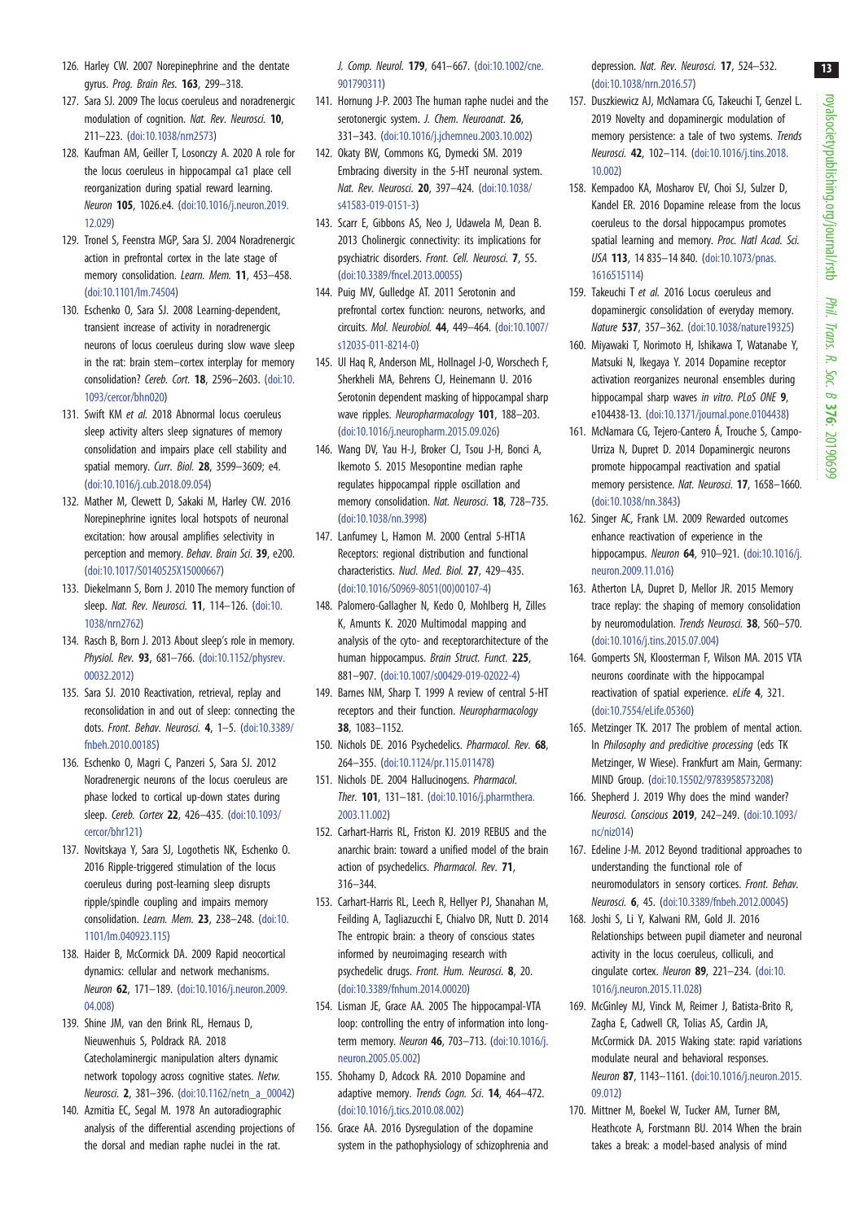126. Harley CW. 2007 Norepinephrine and the dentate gyrus. *Prog. Brain Res.* **163**, 299–318.

127. Sara SJ. 2009 The locus coeruleus and noradrenergic modulation of cognition. *Nat. Rev. Neurosci.* **10**, 211–223. (doi:10.1038/nrn2573)

128. Kaufman AM, Geiller T, Losonczy A. 2020 A role for the locus coeruleus in hippocampal ca1 place cell reorganization during spatial reward learning. *Neuron* **105**, 1026.e4. (doi:10.1016/j.neuron.2019.12.029)

129. Tronel S, Feenstra MGP, Sara SJ. 2004 Noradrenergic action in prefrontal cortex in the late stage of memory consolidation. *Learn. Mem.* **11**, 453–458. (doi:10.1101/lm.74504)

130. Eschenko O, Sara SJ. 2008 Learning-dependent, transient increase of activity in noradrenergic neurons of locus coeruleus during slow wave sleep in the rat: brain stem–cortex interplay for memory consolidation? *Cereb. Cort.* **18**, 2596–2603. (doi:10.1093/cercor/bhn020)

131. Swift KM *et al.* 2018 Abnormal locus coeruleus sleep activity alters sleep signatures of memory consolidation and impairs place cell stability and spatial memory. *Curr. Biol.* **28**, 3599–3609; e4. (doi:10.1016/j.cub.2018.09.054)

132. Mather M, Clewett D, Sakaki M, Harley CW. 2016 Norepinephrine ignites local hotspots of neuronal excitation: how arousal amplifies selectivity in perception and memory. *Behav. Brain Sci.* **39**, e200. (doi:10.1017/S0140525X15000667)

133. Diekelmann S, Born J. 2010 The memory function of sleep. *Nat. Rev. Neurosci.* **11**, 114–126. (doi:10.1038/nrn2762)

134. Rasch B, Born J. 2013 About sleep's role in memory. *Physiol. Rev.* **93**, 681–766. (doi:10.1152/physrev.00032.2012)

135. Sara SJ. 2010 Reactivation, retrieval, replay and reconsolidation in and out of sleep: connecting the dots. *Front. Behav. Neurosci.* **4**, 1–5. (doi:10.3389/fnbeh.2010.00185)

136. Eschenko O, Magri C, Panzeri S, Sara SJ. 2012 Noradrenergic neurons of the locus coeruleus are phase locked to cortical up-down states during sleep. *Cereb. Cortex* **22**, 426–435. (doi:10.1093/cercor/bhr121)

137. Novitskaya Y, Sara SJ, Logothetis NK, Eschenko O. 2016 Ripple-triggered stimulation of the locus coeruleus during post-learning sleep disrupts ripple/spindle coupling and impairs memory consolidation. *Learn. Mem.* **23**, 238–248. (doi:10.1101/lm.040923.115)

138. Haider B, McCormick DA. 2009 Rapid neocortical dynamics: cellular and network mechanisms. *Neuron* **62**, 171–189. (doi:10.1016/j.neuron.2009.04.008)

139. Shine JM, van den Brink RL, Hernaus D, Nieuwenhuis S, Poldrack RA. 2018 Catecholaminergic manipulation alters dynamic network topology across cognitive states. *Netw. Neurosci.* **2**, 381–396. (doi:10.1162/netn_a_00042)

140. Azmitia EC, Segal M. 1978 An autoradiographic analysis of the differential ascending projections of the dorsal and median raphe nuclei in the rat. *J. Comp. Neurol.* **179**, 641–667. (doi:10.1002/cne.901790311)

141. Hornung J-P. 2003 The human raphe nuclei and the serotonergic system. *J. Chem. Neuroanat.* **26**, 331–343. (doi:10.1016/j.jchemneu.2003.10.002)

142. Okaty BW, Commons KG, Dymecki SM. 2019 Embracing diversity in the 5-HT neuronal system. *Nat. Rev. Neurosci.* **20**, 397–424. (doi:10.1038/s41583-019-0151-3)

143. Scarr E, Gibbons AS, Neo J, Udawela M, Dean B. 2013 Cholinergic connectivity: its implications for psychiatric disorders. *Front. Cell. Neurosci.* **7**, 55. (doi:10.3389/fncel.2013.00055)

144. Puig MV, Gulledge AT. 2011 Serotonin and prefrontal cortex function: neurons, networks, and circuits. *Mol. Neurobiol.* **44**, 449–464. (doi:10.1007/s12035-011-8214-0)

145. Ul Haq R, Anderson ML, Hollnagel J-O, Worschech F, Sherkheli MA, Behrens CJ, Heinemann U. 2016 Serotonin dependent masking of hippocampal sharp wave ripples. *Neuropharmacology* **101**, 188–203. (doi:10.1016/j.neuropharm.2015.09.026)

146. Wang DV, Yau H-J, Broker CJ, Tsou J-H, Bonci A, Ikemoto S. 2015 Mesopontine median raphe regulates hippocampal ripple oscillation and memory consolidation. *Nat. Neurosci.* **18**, 728–735. (doi:10.1038/nn.3998)

147. Lanfumey L, Hamon M. 2000 Central 5-HT1A Receptors: regional distribution and functional characteristics. *Nucl. Med. Biol.* **27**, 429–435. (doi:10.1016/S0969-8051(00)00107-4)

148. Palomero-Gallagher N, Kedo O, Mohlberg H, Zilles K, Amunts K. 2020 Multimodal mapping and analysis of the cyto- and receptorarchitecture of the human hippocampus. *Brain Struct. Funct.* **225**, 881–907. (doi:10.1007/s00429-019-02022-4)

149. Barnes NM, Sharp T. 1999 A review of central 5-HT receptors and their function. *Neuropharmacology* **38**, 1083–1152.

150. Nichols DE. 2016 Psychedelics. *Pharmacol. Rev.* **68**, 264–355. (doi:10.1124/pr.115.011478)

151. Nichols DE. 2004 Hallucinogens. *Pharmacol. Ther.* **101**, 131–181. (doi:10.1016/j.pharmthera.2003.11.002)

152. Carhart-Harris RL, Friston KJ. 2019 REBUS and the anarchic brain: toward a unified model of the brain action of psychedelics. *Pharmacol. Rev.* **71**, 316–344.

153. Carhart-Harris RL, Leech R, Hellyer PJ, Shanahan M, Feilding A, Tagliazucchi E, Chialvo DR, Nutt D. 2014 The entropic brain: a theory of conscious states informed by neuroimaging research with psychedelic drugs. *Front. Hum. Neurosci.* **8**, 20. (doi:10.3389/fnhum.2014.00020)

154. Lisman JE, Grace AA. 2005 The hippocampal-VTA loop: controlling the entry of information into long-term memory. *Neuron* **46**, 703–713. (doi:10.1016/j.neuron.2005.05.002)

155. Shohamy D, Adcock RA. 2010 Dopamine and adaptive memory. *Trends Cogn. Sci.* **14**, 464–472. (doi:10.1016/j.tics.2010.08.002)

156. Grace AA. 2016 Dysregulation of the dopamine system in the pathophysiology of schizophrenia and depression. *Nat. Rev. Neurosci.* **17**, 524–532. (doi:10.1038/nrn.2016.57)

157. Duszkiewicz AJ, McNamara CG, Takeuchi T, Genzel L. 2019 Novelty and dopaminergic modulation of memory persistence: a tale of two systems. *Trends Neurosci.* **42**, 102–114. (doi:10.1016/j.tins.2018.10.002)

158. Kempadoo KA, Mosharov EV, Choi SJ, Sulzer D, Kandel ER. 2016 Dopamine release from the locus coeruleus to the dorsal hippocampus promotes spatial learning and memory. *Proc. Natl Acad. Sci. USA* **113**, 14 835–14 840. (doi:10.1073/pnas.1616515114)

159. Takeuchi T *et al.* 2016 Locus coeruleus and dopaminergic consolidation of everyday memory. *Nature* **537**, 357–362. (doi:10.1038/nature19325)

160. Miyawaki T, Norimoto H, Ishikawa T, Watanabe Y, Matsuki N, Ikegaya Y. 2014 Dopamine receptor activation reorganizes neuronal ensembles during hippocampal sharp waves in vitro. *PLoS ONE* **9**, e104438-13. (doi:10.1371/journal.pone.0104438)

161. McNamara CG, Tejero-Cantero Á, Trouche S, Campo-Urriza N, Dupret D. 2014 Dopaminergic neurons promote hippocampal reactivation and spatial memory persistence. *Nat. Neurosci.* **17**, 1658–1660. (doi:10.1038/nn.3843)

162. Singer AC, Frank LM. 2009 Rewarded outcomes enhance reactivation of experience in the hippocampus. *Neuron* **64**, 910–921. (doi:10.1016/j.neuron.2009.11.016)

163. Atherton LA, Dupret D, Mellor JR. 2015 Memory trace replay: the shaping of memory consolidation by neuromodulation. *Trends Neurosci.* **38**, 560–570. (doi:10.1016/j.tins.2015.07.004)

164. Gomperts SN, Kloosterman F, Wilson MA. 2015 VTA neurons coordinate with the hippocampal reactivation of spatial experience. *eLife* **4**, 321. (doi:10.7554/eLife.05360)

165. Metzinger TK. 2017 The problem of mental action. In *Philosophy and predicitive processing* (eds TK Metzinger, W Wiese). Frankfurt am Main, Germany: MIND Group. (doi:10.15502/9783958573208)

166. Shepherd J. 2019 Why does the mind wander? *Neurosci. Conscious* **2019**, 242–249. (doi:10.1093/nc/niz014)

167. Edeline J-M. 2012 Beyond traditional approaches to understanding the functional role of neuromodulators in sensory cortices. *Front. Behav. Neurosci.* **6**, 45. (doi:10.3389/fnbeh.2012.00045)

168. Joshi S, Li Y, Kalwani RM, Gold JI. 2016 Relationships between pupil diameter and neuronal activity in the locus coeruleus, colliculi, and cingulate cortex. *Neuron* **89**, 221–234. (doi:10.1016/j.neuron.2015.11.028)

169. McGinley MJ, Vinck M, Reimer J, Batista-Brito R, Zagha E, Cadwell CR, Tolias AS, Cardin JA, McCormick DA. 2015 Waking state: rapid variations modulate neural and behavioral responses. *Neuron* **87**, 1143–1161. (doi:10.1016/j.neuron.2015.09.012)

170. Mittner M, Boekel W, Tucker AM, Turner BM, Heathcote A, Forstmann BU. 2014 When the brain takes a break: a model-based analysis of mind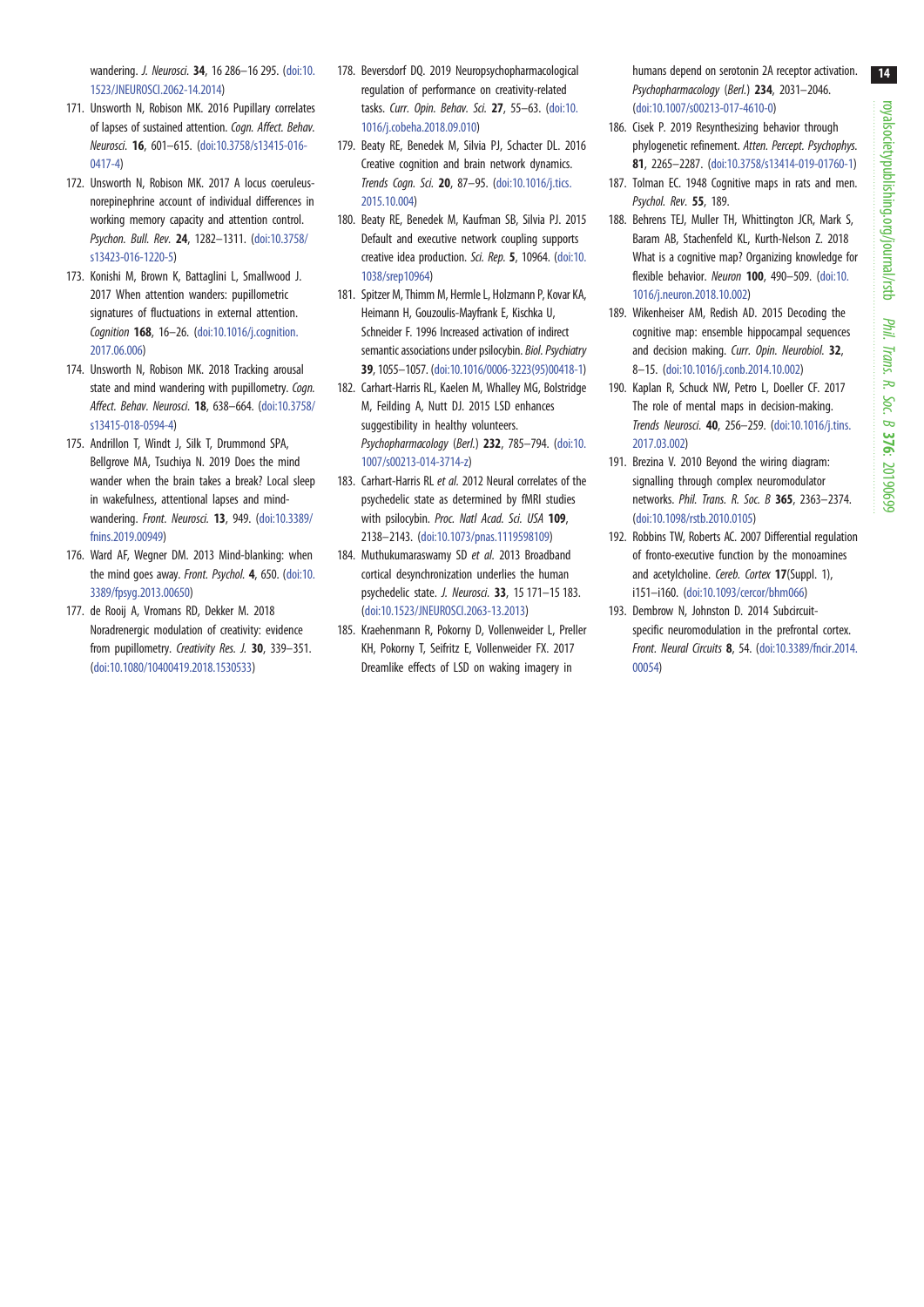wandering. *J. Neurosci.* **34**, 16 286–16 295. (doi:10.1523/JNEUROSCI.2062-14.2014)

171. Unsworth N, Robison MK. 2016 Pupillary correlates of lapses of sustained attention. *Cogn. Affect. Behav. Neurosci.* **16**, 601–615. (doi:10.3758/s13415-016-0417-4)
172. Unsworth N, Robison MK. 2017 A locus coeruleus-norepinephrine account of individual differences in working memory capacity and attention control. *Psychon. Bull. Rev.* **24**, 1282–1311. (doi:10.3758/s13423-016-1220-5)
173. Konishi M, Brown K, Battaglini L, Smallwood J. 2017 When attention wanders: pupillometric signatures of fluctuations in external attention. *Cognition* **168**, 16–26. (doi:10.1016/j.cognition.2017.06.006)
174. Unsworth N, Robison MK. 2018 Tracking arousal state and mind wandering with pupillometry. *Cogn. Affect. Behav. Neurosci.* **18**, 638–664. (doi:10.3758/s13415-018-0594-4)
175. Andrillon T, Windt J, Silk T, Drummond SPA, Bellgrove MA, Tsuchiya N. 2019 Does the mind wander when the brain takes a break? Local sleep in wakefulness, attentional lapses and mind-wandering. *Front. Neurosci.* **13**, 949. (doi:10.3389/fnins.2019.00949)
176. Ward AF, Wegner DM. 2013 Mind-blanking: when the mind goes away. *Front. Psychol.* **4**, 650. (doi:10.3389/fpsyg.2013.00650)
177. de Rooij A, Vromans RD, Dekker M. 2018 Noradrenergic modulation of creativity: evidence from pupillometry. *Creativity Res. J.* **30**, 339–351. (doi:10.1080/10400419.2018.1530533)
178. Beversdorf DQ. 2019 Neuropsychopharmacological regulation of performance on creativity-related tasks. *Curr. Opin. Behav. Sci.* **27**, 55–63. (doi:10.1016/j.cobeha.2018.09.010)
179. Beaty RE, Benedek M, Silvia PJ, Schacter DL. 2016 Creative cognition and brain network dynamics. *Trends Cogn. Sci.* **20**, 87–95. (doi:10.1016/j.tics.2015.10.004)
180. Beaty RE, Benedek M, Kaufman SB, Silvia PJ. 2015 Default and executive network coupling supports creative idea production. *Sci. Rep.* **5**, 10964. (doi:10.1038/srep10964)
181. Spitzer M, Thimm M, Hermle L, Holzmann P, Kovar KA, Heimann H, Gouzoulis-Mayfrank E, Kischka U, Schneider F. 1996 Increased activation of indirect semantic associations under psilocybin. *Biol. Psychiatry* **39**, 1055–1057. (doi:10.1016/0006-3223(95)00418-1)
182. Carhart-Harris RL, Kaelen M, Whalley MG, Bolstridge M, Feilding A, Nutt DJ. 2015 LSD enhances suggestibility in healthy volunteers. *Psychopharmacology* (*Berl.*) **232**, 785–794. (doi:10.1007/s00213-014-3714-z)
183. Carhart-Harris RL *et al.* 2012 Neural correlates of the psychedelic state as determined by fMRI studies with psilocybin. *Proc. Natl Acad. Sci. USA* **109**, 2138–2143. (doi:10.1073/pnas.1119598109)
184. Muthukumaraswamy SD *et al.* 2013 Broadband cortical desynchronization underlies the human psychedelic state. *J. Neurosci.* **33**, 15 171–15 183. (doi:10.1523/JNEUROSCI.2063-13.2013)
185. Kraehenmann R, Pokorny D, Vollenweider L, Preller KH, Pokorny T, Seifritz E, Vollenweider FX. 2017 Dreamlike effects of LSD on waking imagery in humans depend on serotonin 2A receptor activation. *Psychopharmacology* (*Berl.*) **234**, 2031–2046. (doi:10.1007/s00213-017-4610-0)
186. Cisek P. 2019 Resynthesizing behavior through phylogenetic refinement. *Atten. Percept. Psychophys.* **81**, 2265–2287. (doi:10.3758/s13414-019-01760-1)
187. Tolman EC. 1948 Cognitive maps in rats and men. *Psychol. Rev.* **55**, 189.
188. Behrens TEJ, Muller TH, Whittington JCR, Mark S, Baram AB, Stachenfeld KL, Kurth-Nelson Z. 2018 What is a cognitive map? Organizing knowledge for flexible behavior. *Neuron* **100**, 490–509. (doi:10.1016/j.neuron.2018.10.002)
189. Wikenheiser AM, Redish AD. 2015 Decoding the cognitive map: ensemble hippocampal sequences and decision making. *Curr. Opin. Neurobiol.* **32**, 8–15. (doi:10.1016/j.conb.2014.10.002)
190. Kaplan R, Schuck NW, Petro L, Doeller CF. 2017 The role of mental maps in decision-making. *Trends Neurosci.* **40**, 256–259. (doi:10.1016/j.tins.2017.03.002)
191. Brezina V. 2010 Beyond the wiring diagram: signalling through complex neuromodulator networks. *Phil. Trans. R. Soc. B* **365**, 2363–2374. (doi:10.1098/rstb.2010.0105)
192. Robbins TW, Roberts AC. 2007 Differential regulation of fronto-executive function by the monoamines and acetylcholine. *Cereb. Cortex* **17**(Suppl. 1), i151–i160. (doi:10.1093/cercor/bhm066)
193. Dembrow N, Johnston D. 2014 Subcircuit-specific neuromodulation in the prefrontal cortex. *Front. Neural Circuits* **8**, 54. (doi:10.3389/fncir.2014.00054)